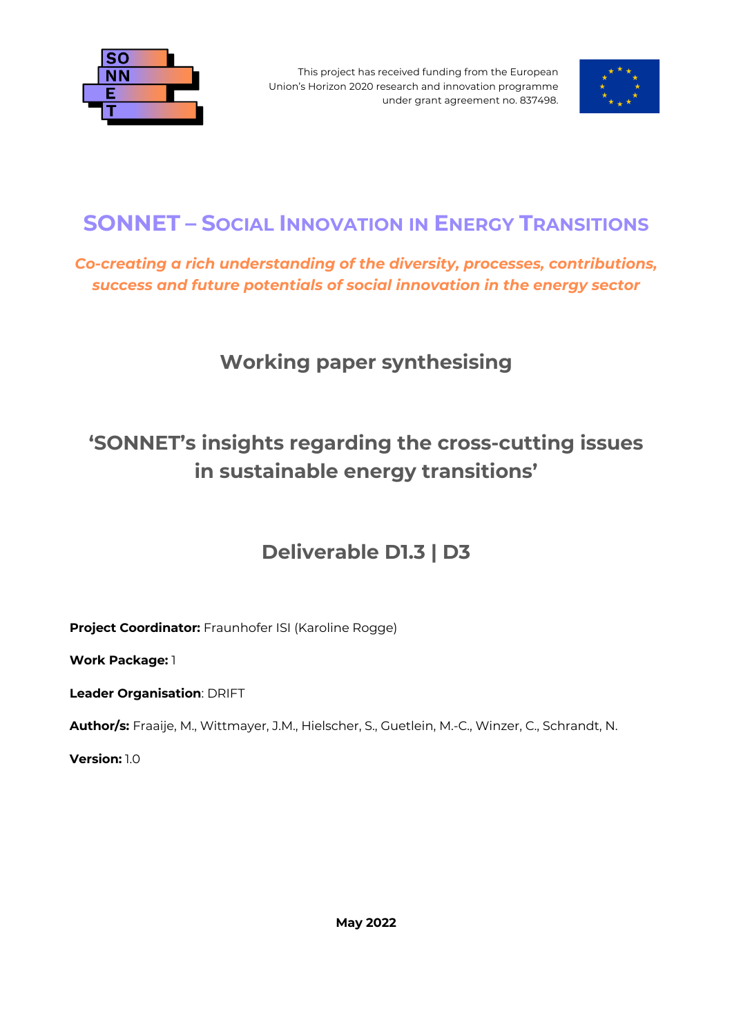This project has received funding from the European Union's Horizon 2020 research and innovation programme under grant agreement no. 837498.

# SONNET – Social Innovation in Energy Transitions

*Co-creating a rich understanding of the diversity, processes, contributions, success and future potentials of social innovation in the energy sector*

## Working paper synthesising

## 'SONNET's insights regarding the cross-cutting issues in sustainable energy transitions'

## Deliverable D1.3 | D3

**Project Coordinator:** Fraunhofer ISI (Karoline Rogge)

**Work Package:** 1

**Leader Organisation**: DRIFT

**Author/s:** Fraaije, M., Wittmayer, J.M., Hielscher, S., Guetlein, M.-C., Winzer, C., Schrandt, N.

**Version:** 1.0

**May 2022**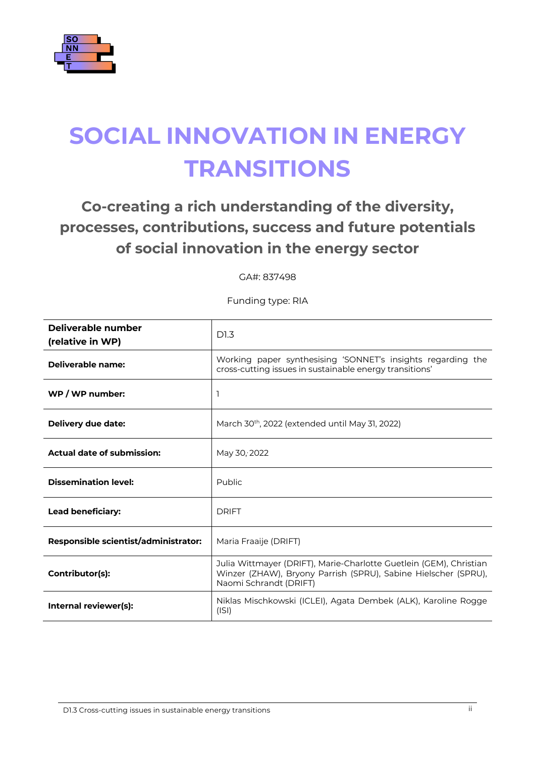# SOCIAL INNOVATION IN ENERGY TRANSITIONS

## Co-creating a rich understanding of the diversity, processes, contributions, success and future potentials of social innovation in the energy sector

GA#: 837498

Funding type: RIA

| | |
|---|---|
| **Deliverable number (relative in WP)** | D1.3 |
| **Deliverable name:** | Working paper synthesising 'SONNET's insights regarding the cross-cutting issues in sustainable energy transitions' |
| **WP / WP number:** | 1 |
| **Delivery due date:** | March 30th, 2022 (extended until May 31, 2022) |
| **Actual date of submission:** | May 30, 2022 |
| **Dissemination level:** | Public |
| **Lead beneficiary:** | DRIFT |
| **Responsible scientist/administrator:** | Maria Fraaije (DRIFT) |
| **Contributor(s):** | Julia Wittmayer (DRIFT), Marie-Charlotte Guetlein (GEM), Christian Winzer (ZHAW), Bryony Parrish (SPRU), Sabine Hielscher (SPRU), Naomi Schrandt (DRIFT) |
| **Internal reviewer(s):** | Niklas Mischkowski (ICLEI), Agata Dembek (ALK), Karoline Rogge (ISI) |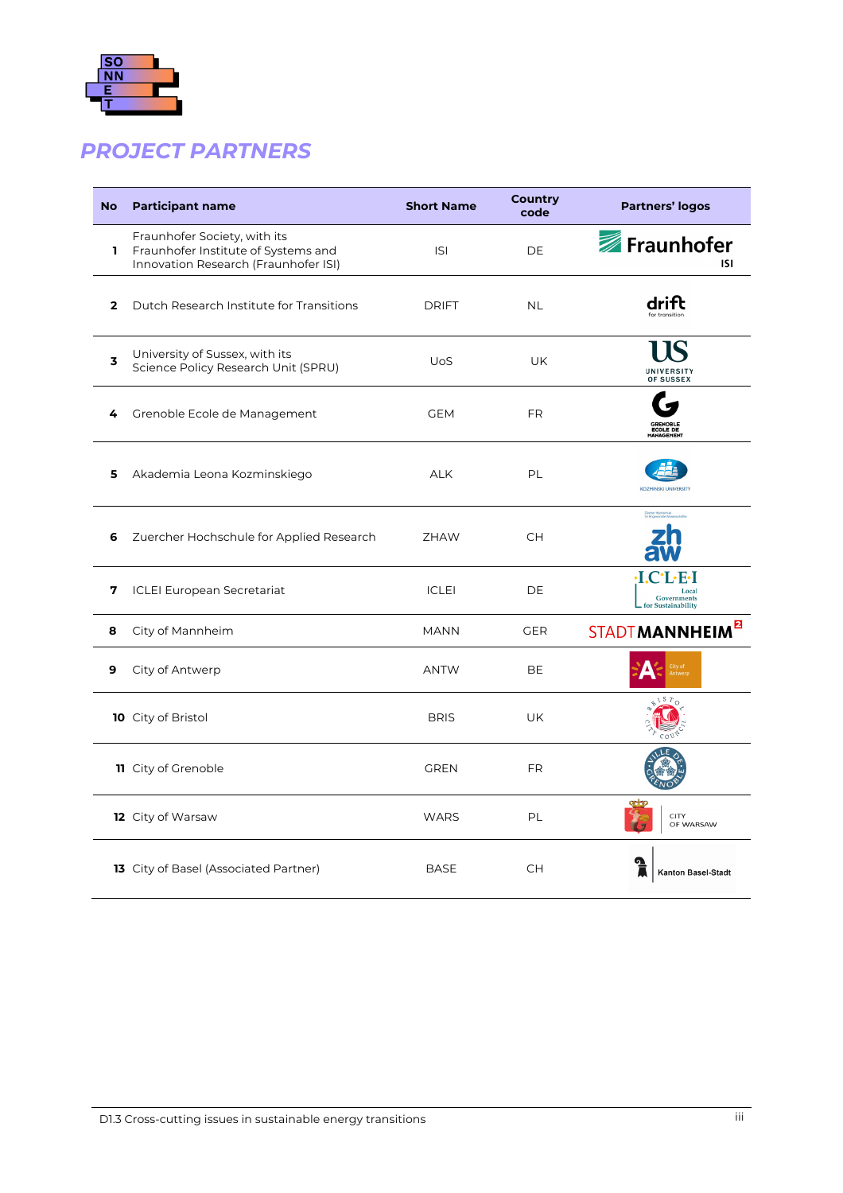## PROJECT PARTNERS

| No | Participant name | Short Name | Country code | Partners' logos |
|---|---|---|---|---|
| 1 | Fraunhofer Society, with its Fraunhofer Institute of Systems and Innovation Research (Fraunhofer ISI) | ISI | DE | |
| 2 | Dutch Research Institute for Transitions | DRIFT | NL | |
| 3 | University of Sussex, with its Science Policy Research Unit (SPRU) | UoS | UK | |
| 4 | Grenoble Ecole de Management | GEM | FR | |
| 5 | Akademia Leona Kozminskiego | ALK | PL | |
| 6 | Zuercher Hochschule for Applied Research | ZHAW | CH | |
| 7 | ICLEI European Secretariat | ICLEI | DE | |
| 8 | City of Mannheim | MANN | GER | |
| 9 | City of Antwerp | ANTW | BE | |
| 10 | City of Bristol | BRIS | UK | |
| 11 | City of Grenoble | GREN | FR | |
| 12 | City of Warsaw | WARS | PL | |
| 13 | City of Basel (Associated Partner) | BASE | CH | |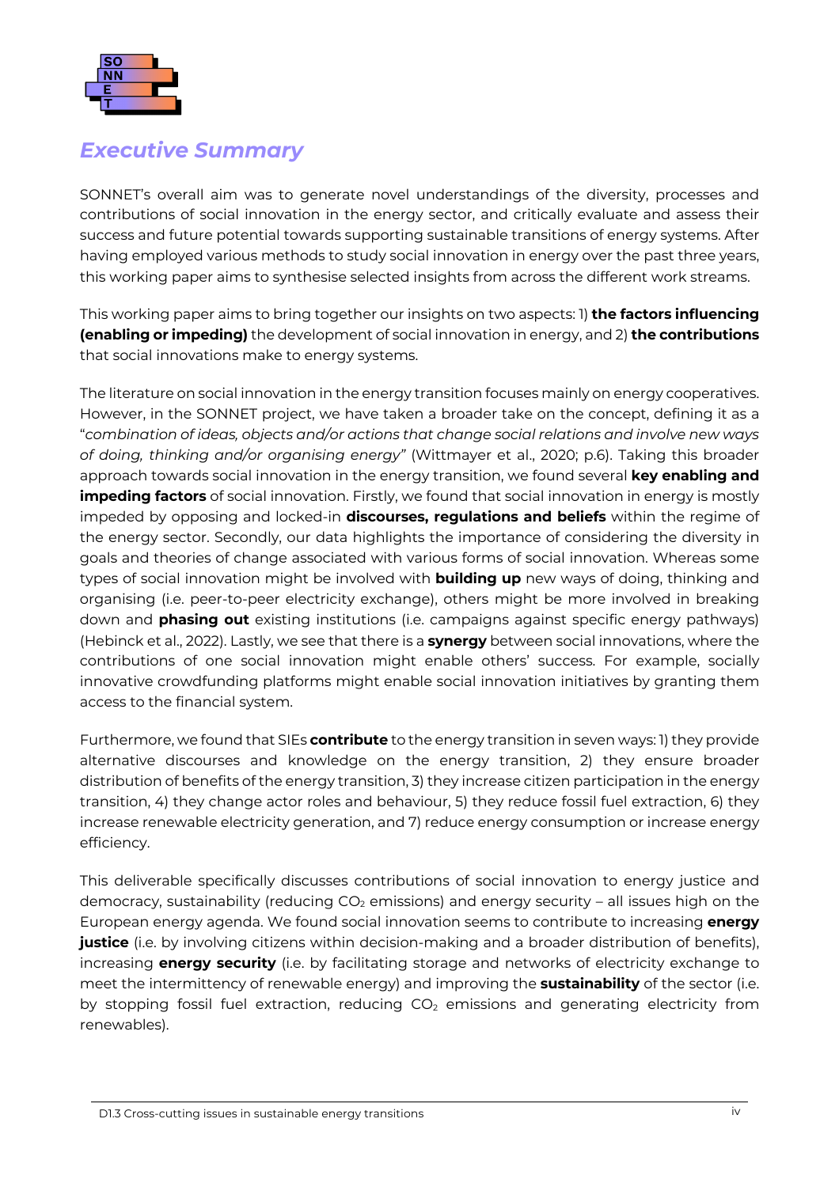## *Executive Summary*

SONNET's overall aim was to generate novel understandings of the diversity, processes and contributions of social innovation in the energy sector, and critically evaluate and assess their success and future potential towards supporting sustainable transitions of energy systems. After having employed various methods to study social innovation in energy over the past three years, this working paper aims to synthesise selected insights from across the different work streams.

This working paper aims to bring together our insights on two aspects: 1) **the factors influencing (enabling or impeding)** the development of social innovation in energy, and 2) **the contributions** that social innovations make to energy systems.

The literature on social innovation in the energy transition focuses mainly on energy cooperatives. However, in the SONNET project, we have taken a broader take on the concept, defining it as a "*combination of ideas, objects and/or actions that change social relations and involve new ways of doing, thinking and/or organising energy*" (Wittmayer et al., 2020; p.6). Taking this broader approach towards social innovation in the energy transition, we found several **key enabling and impeding factors** of social innovation. Firstly, we found that social innovation in energy is mostly impeded by opposing and locked-in **discourses, regulations and beliefs** within the regime of the energy sector. Secondly, our data highlights the importance of considering the diversity in goals and theories of change associated with various forms of social innovation. Whereas some types of social innovation might be involved with **building up** new ways of doing, thinking and organising (i.e. peer-to-peer electricity exchange), others might be more involved in breaking down and **phasing out** existing institutions (i.e. campaigns against specific energy pathways) (Hebinck et al., 2022). Lastly, we see that there is a **synergy** between social innovations, where the contributions of one social innovation might enable others' success. For example, socially innovative crowdfunding platforms might enable social innovation initiatives by granting them access to the financial system.

Furthermore, we found that SIEs **contribute** to the energy transition in seven ways: 1) they provide alternative discourses and knowledge on the energy transition, 2) they ensure broader distribution of benefits of the energy transition, 3) they increase citizen participation in the energy transition, 4) they change actor roles and behaviour, 5) they reduce fossil fuel extraction, 6) they increase renewable electricity generation, and 7) reduce energy consumption or increase energy efficiency.

This deliverable specifically discusses contributions of social innovation to energy justice and democracy, sustainability (reducing $CO_2$ emissions) and energy security – all issues high on the European energy agenda. We found social innovation seems to contribute to increasing **energy justice** (i.e. by involving citizens within decision-making and a broader distribution of benefits), increasing **energy security** (i.e. by facilitating storage and networks of electricity exchange to meet the intermittency of renewable energy) and improving the **sustainability** of the sector (i.e. by stopping fossil fuel extraction, reducing $CO_2$ emissions and generating electricity from renewables).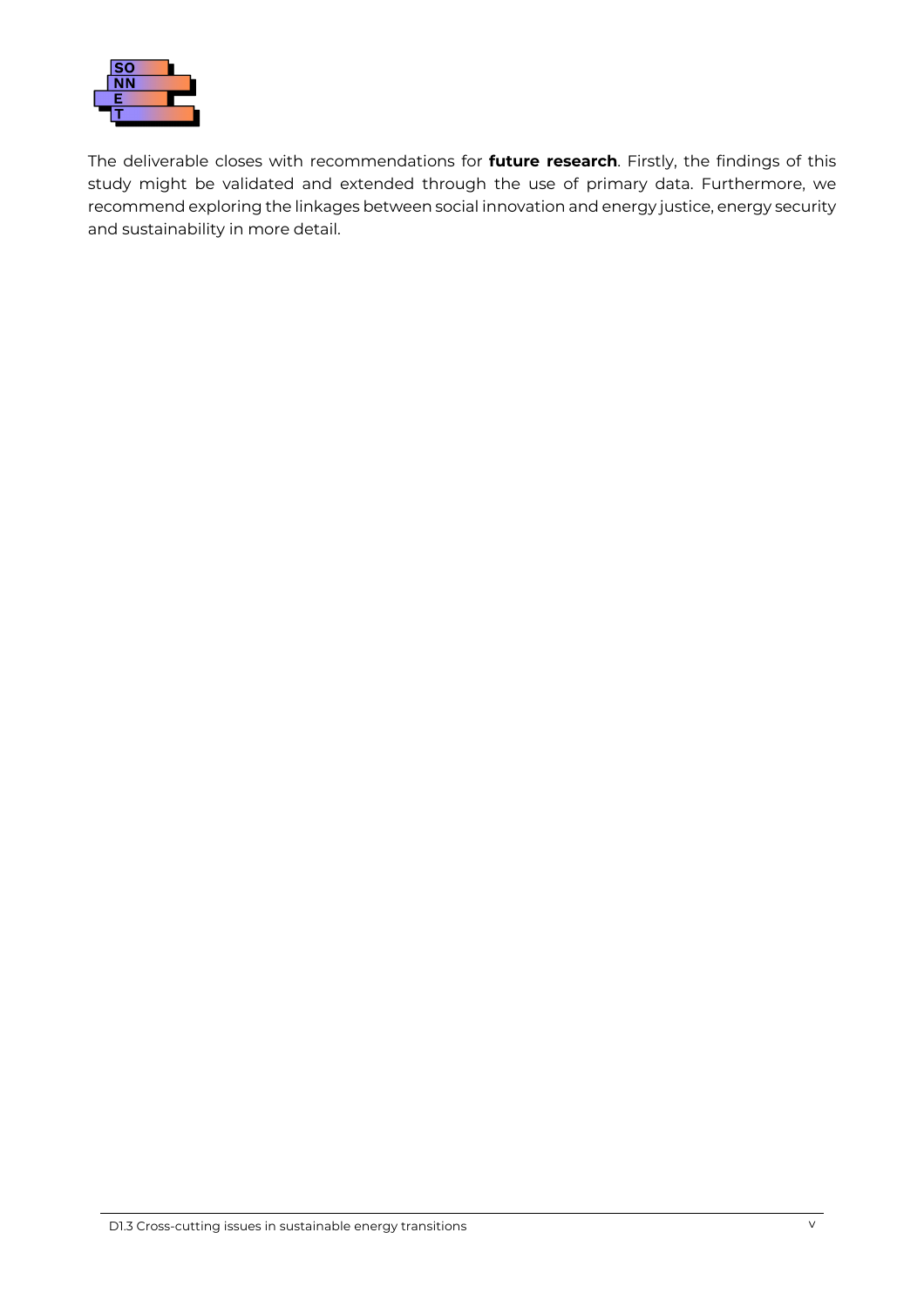The deliverable closes with recommendations for **future research**. Firstly, the findings of this study might be validated and extended through the use of primary data. Furthermore, we recommend exploring the linkages between social innovation and energy justice, energy security and sustainability in more detail.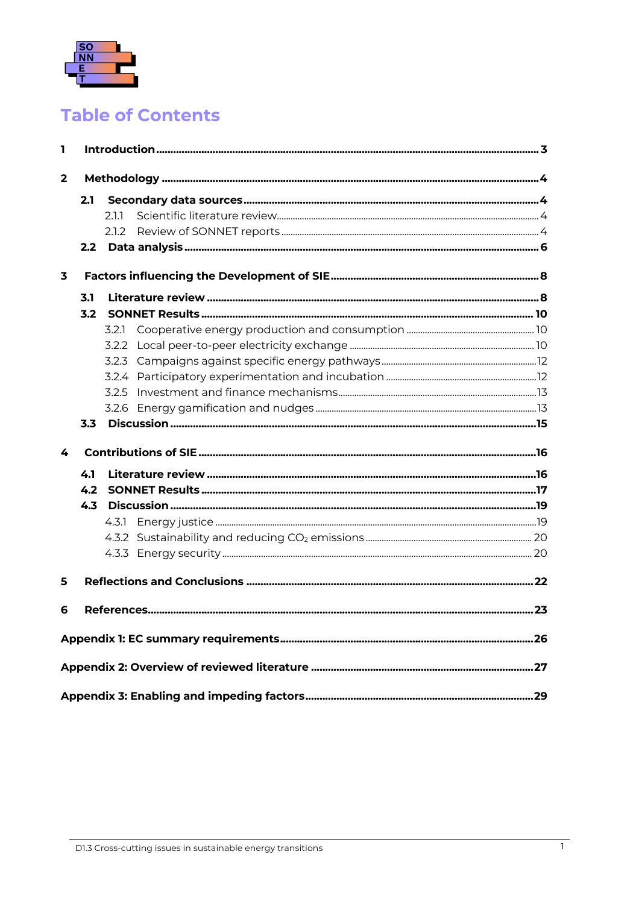# Table of Contents

1 Introduction ... 3

2 Methodology ... 4

- 2.1 Secondary data sources ... 4
  - 2.1.1 Scientific literature review ... 4
  - 2.1.2 Review of SONNET reports ... 4
- 2.2 Data analysis ... 6

3 Factors influencing the Development of SIE ... 8

- 3.1 Literature review ... 8
- 3.2 SONNET Results ... 10
  - 3.2.1 Cooperative energy production and consumption ... 10
  - 3.2.2 Local peer-to-peer electricity exchange ... 10
  - 3.2.3 Campaigns against specific energy pathways ... 12
  - 3.2.4 Participatory experimentation and incubation ... 12
  - 3.2.5 Investment and finance mechanisms ... 13
  - 3.2.6 Energy gamification and nudges ... 13
- 3.3 Discussion ... 15

4 Contributions of SIE ... 16

- 4.1 Literature review ... 16
- 4.2 SONNET Results ... 17
- 4.3 Discussion ... 19
  - 4.3.1 Energy justice ... 19
  - 4.3.2 Sustainability and reducing $CO_2$ emissions ... 20
  - 4.3.3 Energy security ... 20

5 Reflections and Conclusions ... 22

6 References ... 23

Appendix 1: EC summary requirements ... 26

Appendix 2: Overview of reviewed literature ... 27

Appendix 3: Enabling and impeding factors ... 29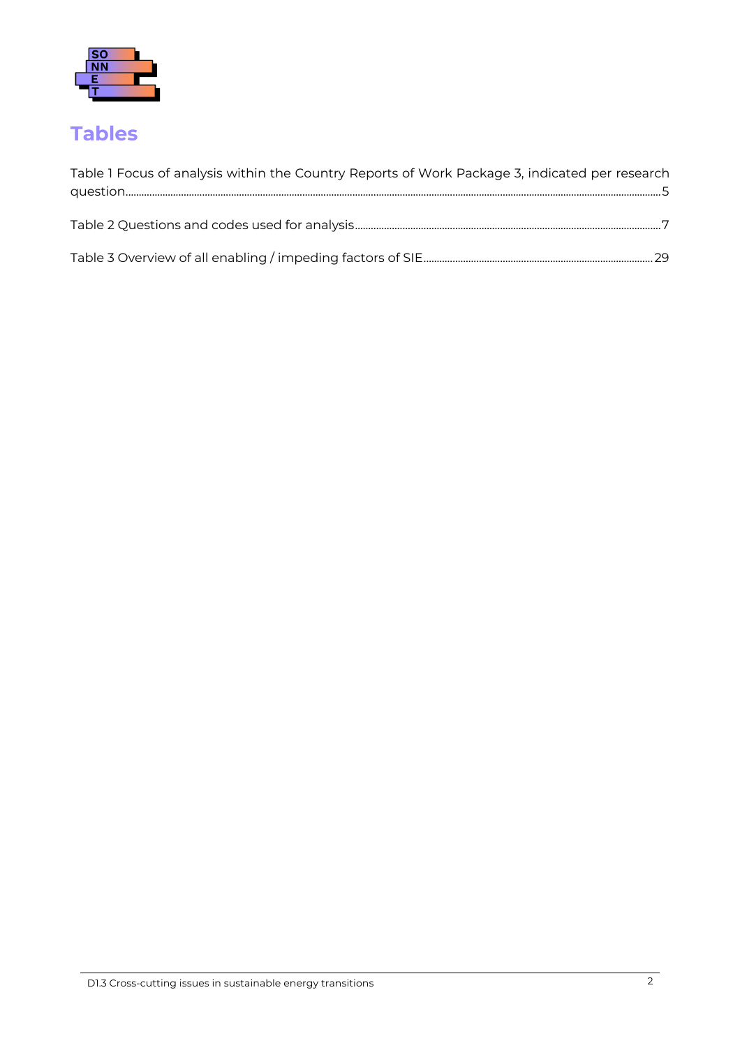# Tables

Table 1 Focus of analysis within the Country Reports of Work Package 3, indicated per research question....5

Table 2 Questions and codes used for analysis....7

Table 3 Overview of all enabling / impeding factors of SIE....29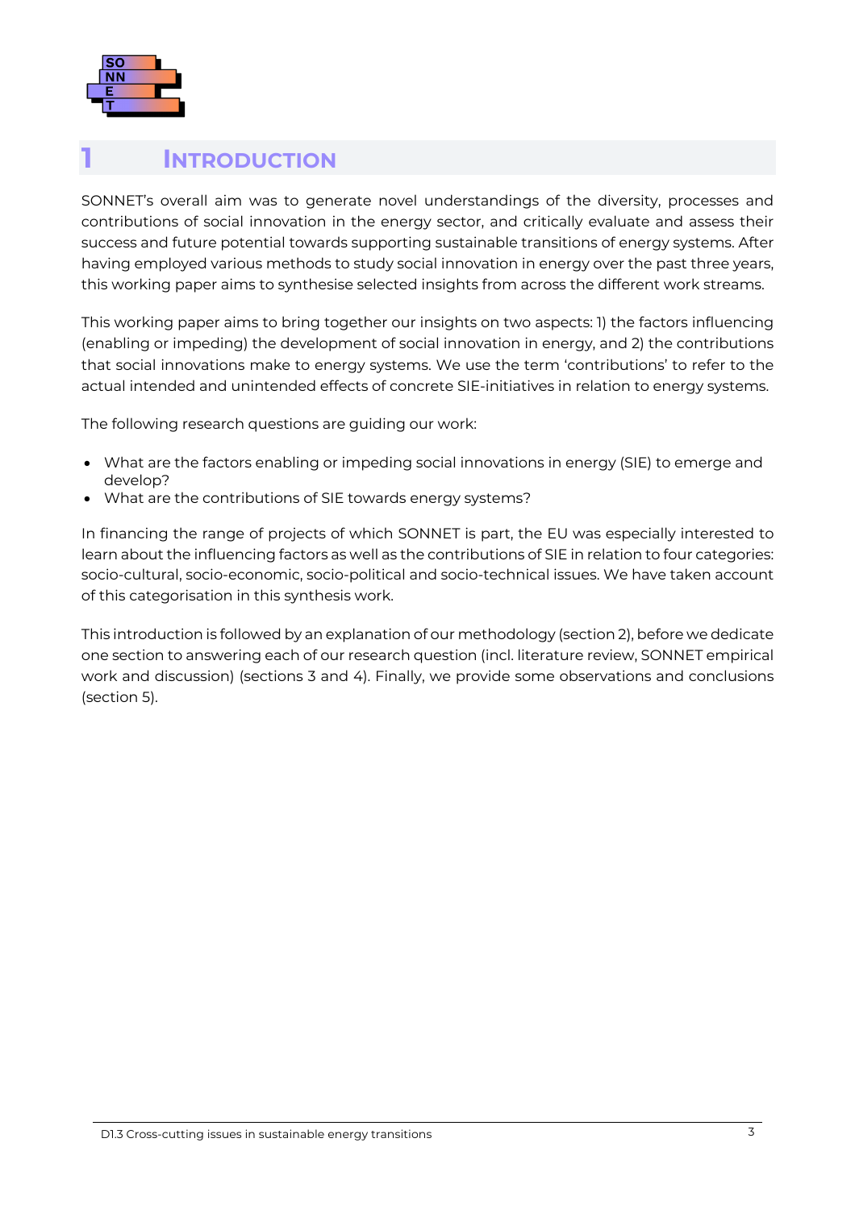# 1 INTRODUCTION

SONNET's overall aim was to generate novel understandings of the diversity, processes and contributions of social innovation in the energy sector, and critically evaluate and assess their success and future potential towards supporting sustainable transitions of energy systems. After having employed various methods to study social innovation in energy over the past three years, this working paper aims to synthesise selected insights from across the different work streams.

This working paper aims to bring together our insights on two aspects: 1) the factors influencing (enabling or impeding) the development of social innovation in energy, and 2) the contributions that social innovations make to energy systems. We use the term 'contributions' to refer to the actual intended and unintended effects of concrete SIE-initiatives in relation to energy systems.

The following research questions are guiding our work:

- What are the factors enabling or impeding social innovations in energy (SIE) to emerge and develop?
- What are the contributions of SIE towards energy systems?

In financing the range of projects of which SONNET is part, the EU was especially interested to learn about the influencing factors as well as the contributions of SIE in relation to four categories: socio-cultural, socio-economic, socio-political and socio-technical issues. We have taken account of this categorisation in this synthesis work.

This introduction is followed by an explanation of our methodology (section 2), before we dedicate one section to answering each of our research question (incl. literature review, SONNET empirical work and discussion) (sections 3 and 4). Finally, we provide some observations and conclusions (section 5).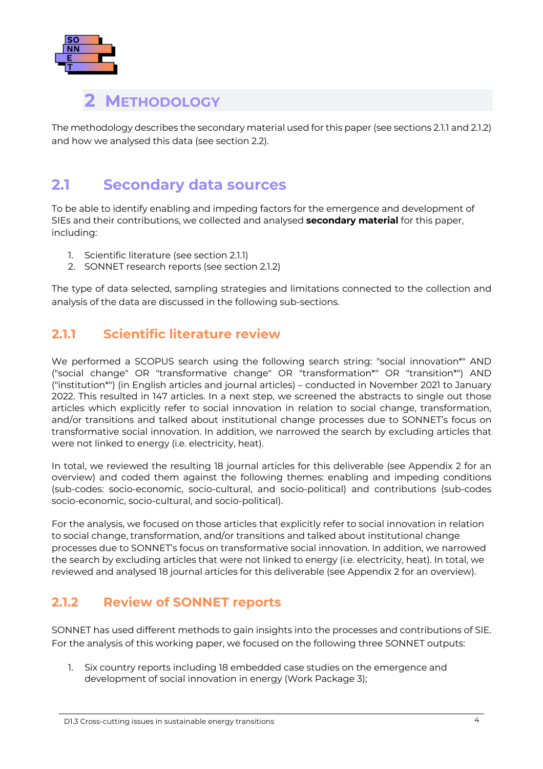# 2 METHODOLOGY

The methodology describes the secondary material used for this paper (see sections 2.1.1 and 2.1.2) and how we analysed this data (see section 2.2).

## 2.1 Secondary data sources

To be able to identify enabling and impeding factors for the emergence and development of SIEs and their contributions, we collected and analysed **secondary material** for this paper, including:

1. Scientific literature (see section 2.1.1)
2. SONNET research reports (see section 2.1.2)

The type of data selected, sampling strategies and limitations connected to the collection and analysis of the data are discussed in the following sub-sections.

### 2.1.1 Scientific literature review

We performed a SCOPUS search using the following search string: "social innovation*" AND ("social change" OR "transformative change" OR "transformation*" OR "transition*") AND ("institution*") (in English articles and journal articles) – conducted in November 2021 to January 2022. This resulted in 147 articles. In a next step, we screened the abstracts to single out those articles which explicitly refer to social innovation in relation to social change, transformation, and/or transitions and talked about institutional change processes due to SONNET's focus on transformative social innovation. In addition, we narrowed the search by excluding articles that were not linked to energy (i.e. electricity, heat).

In total, we reviewed the resulting 18 journal articles for this deliverable (see Appendix 2 for an overview) and coded them against the following themes: enabling and impeding conditions (sub-codes: socio-economic, socio-cultural, and socio-political) and contributions (sub-codes socio-economic, socio-cultural, and socio-political).

For the analysis, we focused on those articles that explicitly refer to social innovation in relation to social change, transformation, and/or transitions and talked about institutional change processes due to SONNET's focus on transformative social innovation. In addition, we narrowed the search by excluding articles that were not linked to energy (i.e. electricity, heat). In total, we reviewed and analysed 18 journal articles for this deliverable (see Appendix 2 for an overview).

### 2.1.2 Review of SONNET reports

SONNET has used different methods to gain insights into the processes and contributions of SIE. For the analysis of this working paper, we focused on the following three SONNET outputs:

1. Six country reports including 18 embedded case studies on the emergence and development of social innovation in energy (Work Package 3);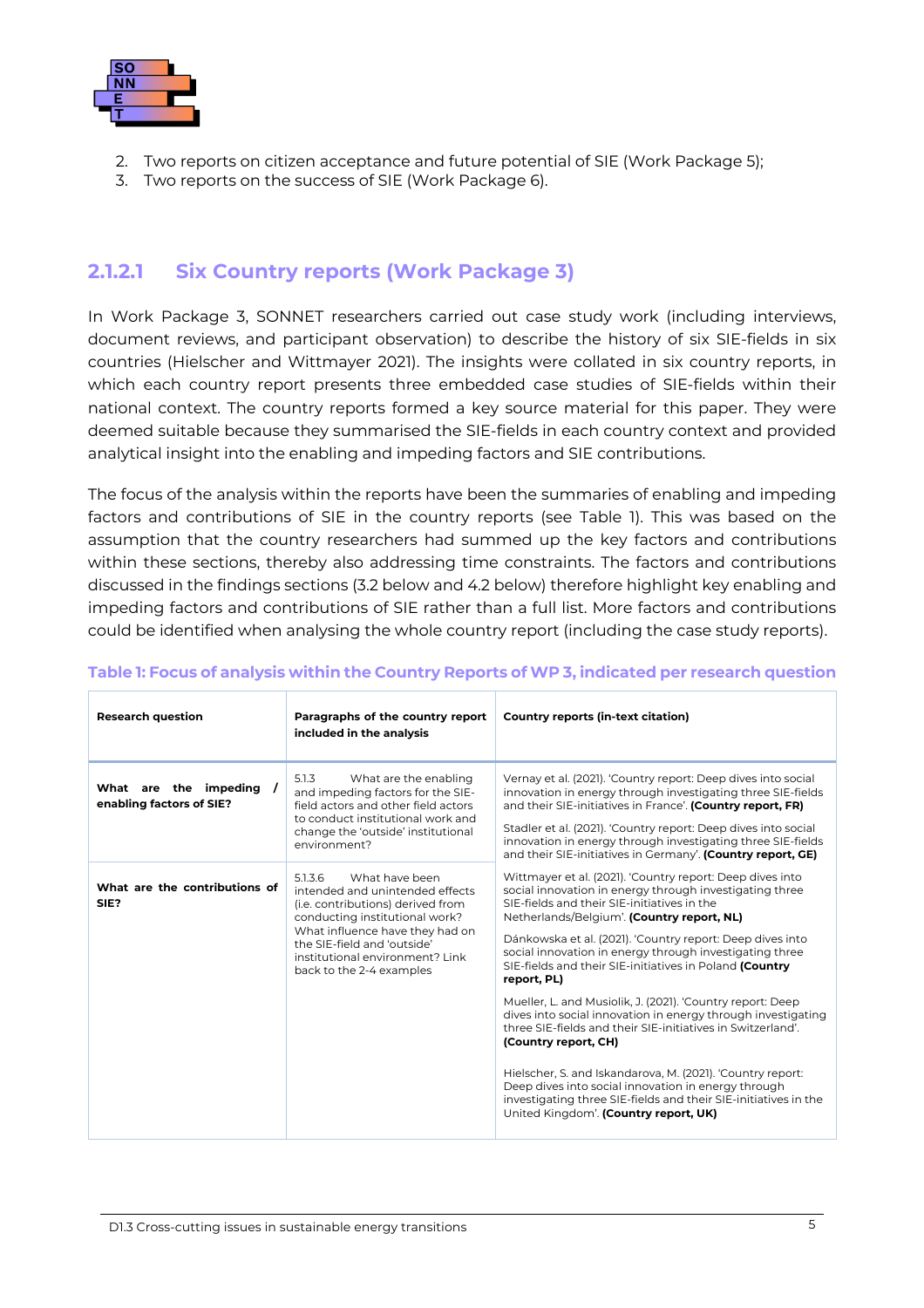2. Two reports on citizen acceptance and future potential of SIE (Work Package 5);
3. Two reports on the success of SIE (Work Package 6).

#### 2.1.2.1 Six Country reports (Work Package 3)

In Work Package 3, SONNET researchers carried out case study work (including interviews, document reviews, and participant observation) to describe the history of six SIE-fields in six countries (Hielscher and Wittmayer 2021). The insights were collated in six country reports, in which each country report presents three embedded case studies of SIE-fields within their national context. The country reports formed a key source material for this paper. They were deemed suitable because they summarised the SIE-fields in each country context and provided analytical insight into the enabling and impeding factors and SIE contributions.

The focus of the analysis within the reports have been the summaries of enabling and impeding factors and contributions of SIE in the country reports (see Table 1). This was based on the assumption that the country researchers had summed up the key factors and contributions within these sections, thereby also addressing time constraints. The factors and contributions discussed in the findings sections (3.2 below and 4.2 below) therefore highlight key enabling and impeding factors and contributions of SIE rather than a full list. More factors and contributions could be identified when analysing the whole country report (including the case study reports).

**Table 1: Focus of analysis within the Country Reports of WP 3, indicated per research question**

| Research question | Paragraphs of the country report included in the analysis | Country reports (in-text citation) |
|---|---|---|
| **What are the impeding / enabling factors of SIE?** | 5.1.3 What are the enabling and impeding factors for the SIE-field actors and other field actors to conduct institutional work and change the 'outside' institutional environment? | Vernay et al. (2021). 'Country report: Deep dives into social innovation in energy through investigating three SIE-fields and their SIE-initiatives in France'. **(Country report, FR)**<br><br>Stadler et al. (2021). 'Country report: Deep dives into social innovation in energy through investigating three SIE-fields and their SIE-initiatives in Germany'. **(Country report, GE)** |
| **What are the contributions of SIE?** | 5.1.3.6 What have been intended and unintended effects (i.e. contributions) derived from conducting institutional work? What influence have they had on the SIE-field and 'outside' institutional environment? Link back to the 2-4 examples | Wittmayer et al. (2021). 'Country report: Deep dives into social innovation in energy through investigating three SIE-fields and their SIE-initiatives in the Netherlands/Belgium'. **(Country report, NL)**<br><br>Dánkowska et al. (2021). 'Country report: Deep dives into social innovation in energy through investigating three SIE-fields and their SIE-initiatives in Poland **(Country report, PL)**<br><br>Mueller, L. and Musiolik, J. (2021). 'Country report: Deep dives into social innovation in energy through investigating three SIE-fields and their SIE-initiatives in Switzerland'. **(Country report, CH)**<br><br>Hielscher, S. and Iskandarova, M. (2021). 'Country report: Deep dives into social innovation in energy through investigating three SIE-fields and their SIE-initiatives in the United Kingdom'. **(Country report, UK)** |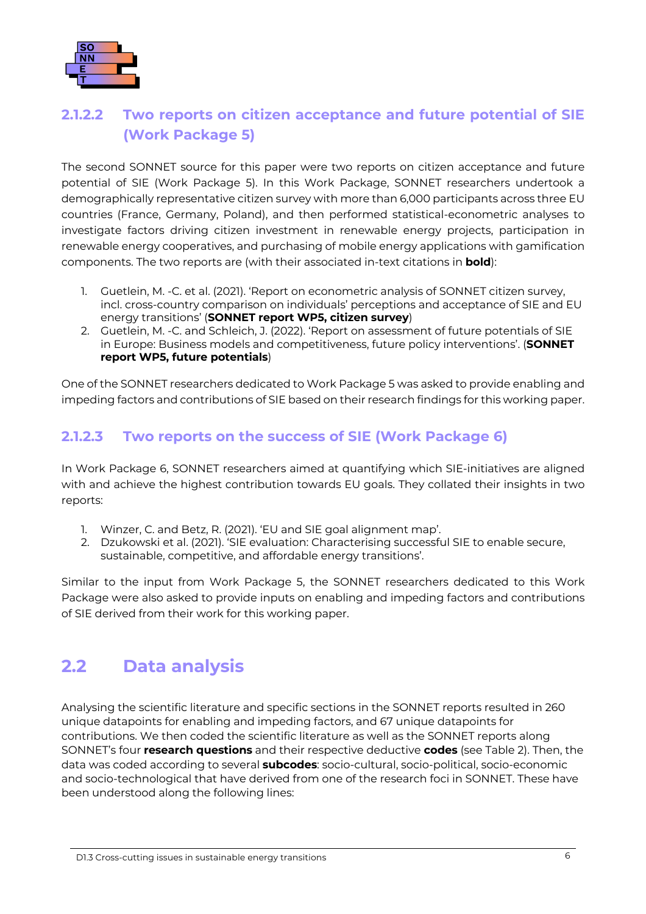#### 2.1.2.2 Two reports on citizen acceptance and future potential of SIE (Work Package 5)

The second SONNET source for this paper were two reports on citizen acceptance and future potential of SIE (Work Package 5). In this Work Package, SONNET researchers undertook a demographically representative citizen survey with more than 6,000 participants across three EU countries (France, Germany, Poland), and then performed statistical-econometric analyses to investigate factors driving citizen investment in renewable energy projects, participation in renewable energy cooperatives, and purchasing of mobile energy applications with gamification components. The two reports are (with their associated in-text citations in **bold**):

1. Guetlein, M. -C. et al. (2021). 'Report on econometric analysis of SONNET citizen survey, incl. cross-country comparison on individuals' perceptions and acceptance of SIE and EU energy transitions' (**SONNET report WP5, citizen survey**)
2. Guetlein, M. -C. and Schleich, J. (2022). 'Report on assessment of future potentials of SIE in Europe: Business models and competitiveness, future policy interventions'. (**SONNET report WP5, future potentials**)

One of the SONNET researchers dedicated to Work Package 5 was asked to provide enabling and impeding factors and contributions of SIE based on their research findings for this working paper.

#### 2.1.2.3 Two reports on the success of SIE (Work Package 6)

In Work Package 6, SONNET researchers aimed at quantifying which SIE-initiatives are aligned with and achieve the highest contribution towards EU goals. They collated their insights in two reports:

1. Winzer, C. and Betz, R. (2021). 'EU and SIE goal alignment map'.
2. Dzukowski et al. (2021). 'SIE evaluation: Characterising successful SIE to enable secure, sustainable, competitive, and affordable energy transitions'.

Similar to the input from Work Package 5, the SONNET researchers dedicated to this Work Package were also asked to provide inputs on enabling and impeding factors and contributions of SIE derived from their work for this working paper.

## 2.2 Data analysis

Analysing the scientific literature and specific sections in the SONNET reports resulted in 260 unique datapoints for enabling and impeding factors, and 67 unique datapoints for contributions. We then coded the scientific literature as well as the SONNET reports along SONNET's four **research questions** and their respective deductive **codes** (see Table 2). Then, the data was coded according to several **subcodes**: socio-cultural, socio-political, socio-economic and socio-technological that have derived from one of the research foci in SONNET. These have been understood along the following lines: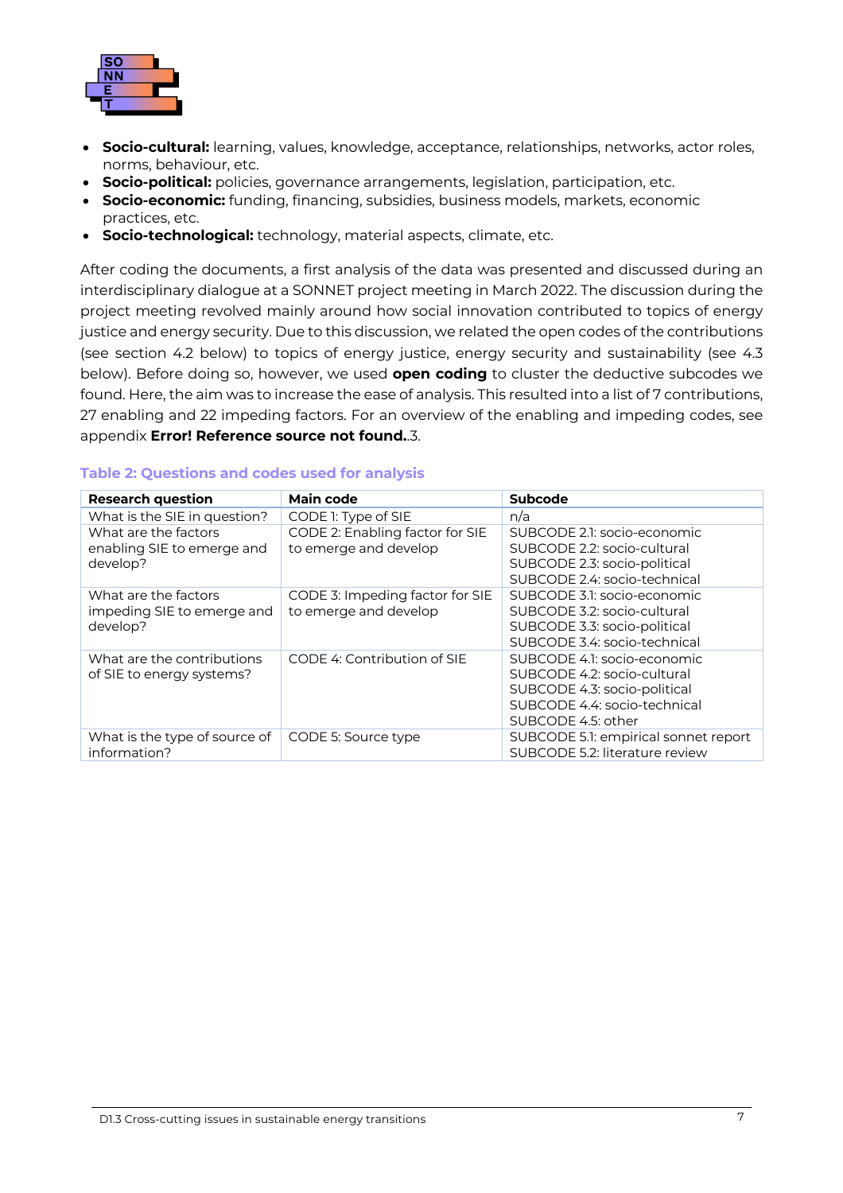- **Socio-cultural:** learning, values, knowledge, acceptance, relationships, networks, actor roles, norms, behaviour, etc.
- **Socio-political:** policies, governance arrangements, legislation, participation, etc.
- **Socio-economic:** funding, financing, subsidies, business models, markets, economic practices, etc.
- **Socio-technological:** technology, material aspects, climate, etc.

After coding the documents, a first analysis of the data was presented and discussed during an interdisciplinary dialogue at a SONNET project meeting in March 2022. The discussion during the project meeting revolved mainly around how social innovation contributed to topics of energy justice and energy security. Due to this discussion, we related the open codes of the contributions (see section 4.2 below) to topics of energy justice, energy security and sustainability (see 4.3 below). Before doing so, however, we used **open coding** to cluster the deductive subcodes we found. Here, the aim was to increase the ease of analysis. This resulted into a list of 7 contributions, 27 enabling and 22 impeding factors. For an overview of the enabling and impeding codes, see appendix **Error! Reference source not found.**.3.

**Table 2: Questions and codes used for analysis**

| Research question | Main code | Subcode |
|---|---|---|
| What is the SIE in question? | CODE 1: Type of SIE | n/a |
| What are the factors enabling SIE to emerge and develop? | CODE 2: Enabling factor for SIE to emerge and develop | SUBCODE 2.1: socio-economic<br>SUBCODE 2.2: socio-cultural<br>SUBCODE 2.3: socio-political<br>SUBCODE 2.4: socio-technical |
| What are the factors impeding SIE to emerge and develop? | CODE 3: Impeding factor for SIE to emerge and develop | SUBCODE 3.1: socio-economic<br>SUBCODE 3.2: socio-cultural<br>SUBCODE 3.3: socio-political<br>SUBCODE 3.4: socio-technical |
| What are the contributions of SIE to energy systems? | CODE 4: Contribution of SIE | SUBCODE 4.1: socio-economic<br>SUBCODE 4.2: socio-cultural<br>SUBCODE 4.3: socio-political<br>SUBCODE 4.4: socio-technical<br>SUBCODE 4.5: other |
| What is the type of source of information? | CODE 5: Source type | SUBCODE 5.1: empirical sonnet report<br>SUBCODE 5.2: literature review |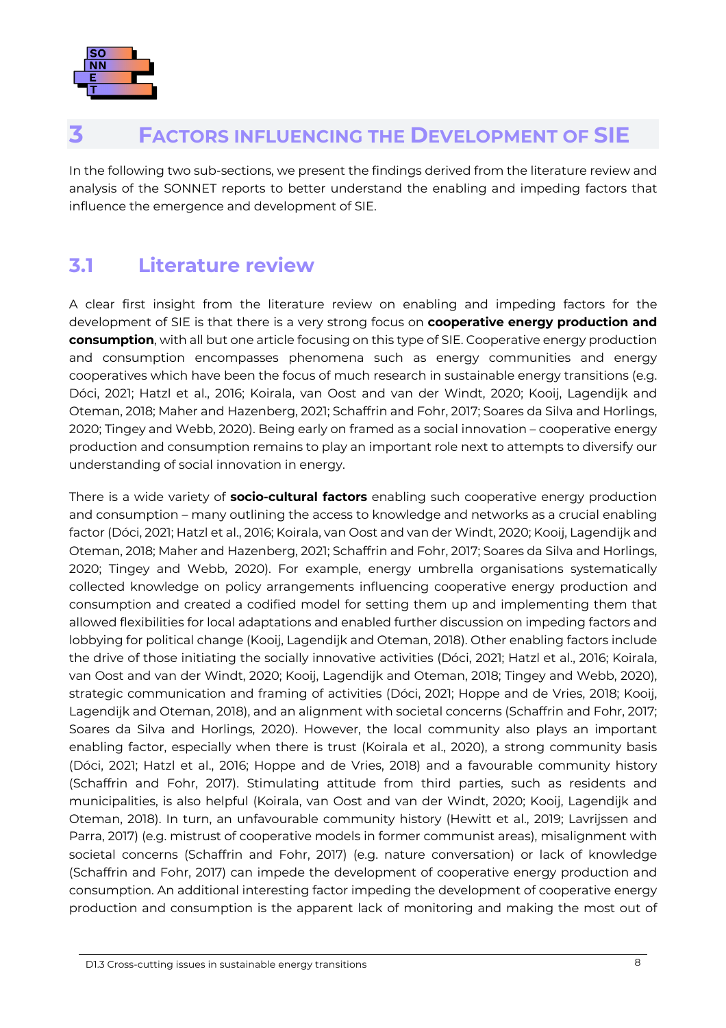# 3 FACTORS INFLUENCING THE DEVELOPMENT OF SIE

In the following two sub-sections, we present the findings derived from the literature review and analysis of the SONNET reports to better understand the enabling and impeding factors that influence the emergence and development of SIE.

## 3.1 Literature review

A clear first insight from the literature review on enabling and impeding factors for the development of SIE is that there is a very strong focus on **cooperative energy production and consumption**, with all but one article focusing on this type of SIE. Cooperative energy production and consumption encompasses phenomena such as energy communities and energy cooperatives which have been the focus of much research in sustainable energy transitions (e.g. Dóci, 2021; Hatzl et al., 2016; Koirala, van Oost and van der Windt, 2020; Kooij, Lagendijk and Oteman, 2018; Maher and Hazenberg, 2021; Schaffrin and Fohr, 2017; Soares da Silva and Horlings, 2020; Tingey and Webb, 2020). Being early on framed as a social innovation – cooperative energy production and consumption remains to play an important role next to attempts to diversify our understanding of social innovation in energy.

There is a wide variety of **socio-cultural factors** enabling such cooperative energy production and consumption – many outlining the access to knowledge and networks as a crucial enabling factor (Dóci, 2021; Hatzl et al., 2016; Koirala, van Oost and van der Windt, 2020; Kooij, Lagendijk and Oteman, 2018; Maher and Hazenberg, 2021; Schaffrin and Fohr, 2017; Soares da Silva and Horlings, 2020; Tingey and Webb, 2020). For example, energy umbrella organisations systematically collected knowledge on policy arrangements influencing cooperative energy production and consumption and created a codified model for setting them up and implementing them that allowed flexibilities for local adaptations and enabled further discussion on impeding factors and lobbying for political change (Kooij, Lagendijk and Oteman, 2018). Other enabling factors include the drive of those initiating the socially innovative activities (Dóci, 2021; Hatzl et al., 2016; Koirala, van Oost and van der Windt, 2020; Kooij, Lagendijk and Oteman, 2018; Tingey and Webb, 2020), strategic communication and framing of activities (Dóci, 2021; Hoppe and de Vries, 2018; Kooij, Lagendijk and Oteman, 2018), and an alignment with societal concerns (Schaffrin and Fohr, 2017; Soares da Silva and Horlings, 2020). However, the local community also plays an important enabling factor, especially when there is trust (Koirala et al., 2020), a strong community basis (Dóci, 2021; Hatzl et al., 2016; Hoppe and de Vries, 2018) and a favourable community history (Schaffrin and Fohr, 2017). Stimulating attitude from third parties, such as residents and municipalities, is also helpful (Koirala, van Oost and van der Windt, 2020; Kooij, Lagendijk and Oteman, 2018). In turn, an unfavourable community history (Hewitt et al., 2019; Lavrijssen and Parra, 2017) (e.g. mistrust of cooperative models in former communist areas), misalignment with societal concerns (Schaffrin and Fohr, 2017) (e.g. nature conversation) or lack of knowledge (Schaffrin and Fohr, 2017) can impede the development of cooperative energy production and consumption. An additional interesting factor impeding the development of cooperative energy production and consumption is the apparent lack of monitoring and making the most out of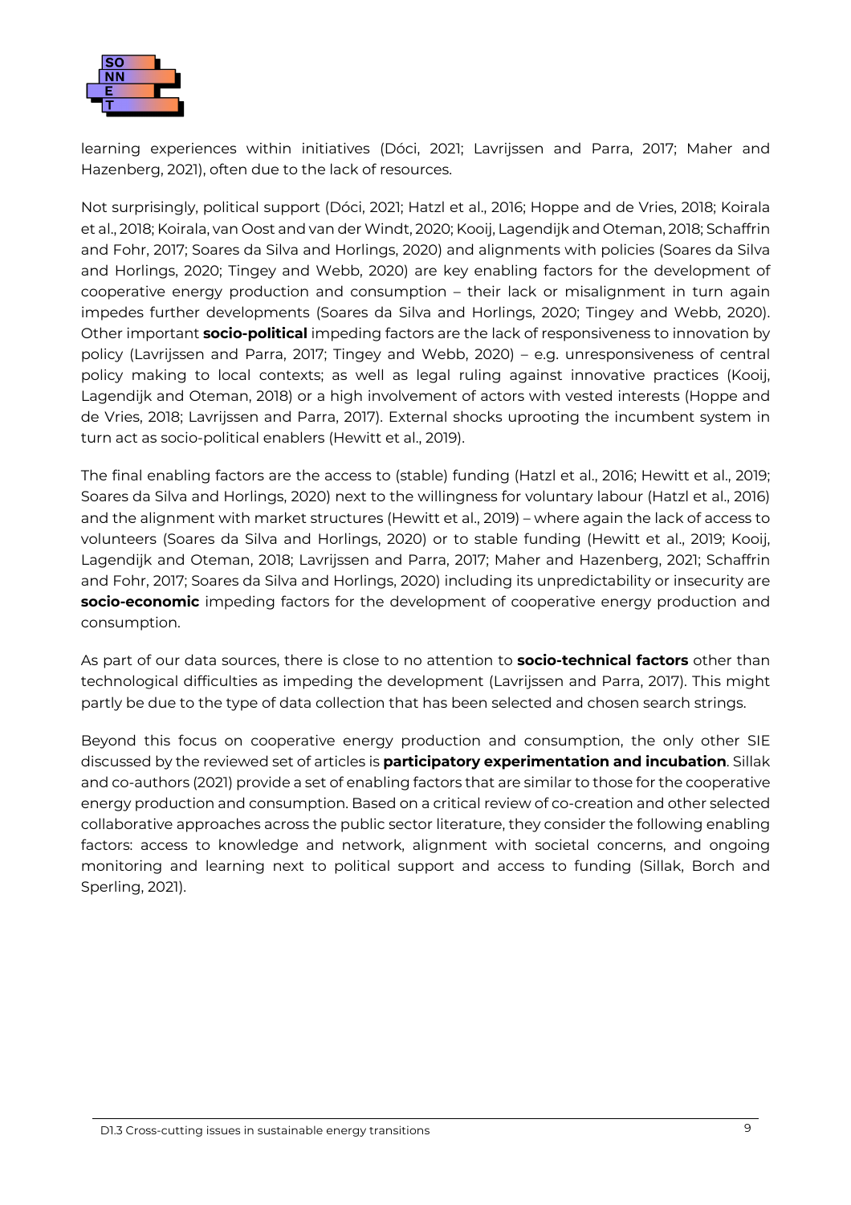learning experiences within initiatives (Dóci, 2021; Lavrijssen and Parra, 2017; Maher and Hazenberg, 2021), often due to the lack of resources.

Not surprisingly, political support (Dóci, 2021; Hatzl et al., 2016; Hoppe and de Vries, 2018; Koirala et al., 2018; Koirala, van Oost and van der Windt, 2020; Kooij, Lagendijk and Oteman, 2018; Schaffrin and Fohr, 2017; Soares da Silva and Horlings, 2020) and alignments with policies (Soares da Silva and Horlings, 2020; Tingey and Webb, 2020) are key enabling factors for the development of cooperative energy production and consumption – their lack or misalignment in turn again impedes further developments (Soares da Silva and Horlings, 2020; Tingey and Webb, 2020). Other important **socio-political** impeding factors are the lack of responsiveness to innovation by policy (Lavrijssen and Parra, 2017; Tingey and Webb, 2020) – e.g. unresponsiveness of central policy making to local contexts; as well as legal ruling against innovative practices (Kooij, Lagendijk and Oteman, 2018) or a high involvement of actors with vested interests (Hoppe and de Vries, 2018; Lavrijssen and Parra, 2017). External shocks uprooting the incumbent system in turn act as socio-political enablers (Hewitt et al., 2019).

The final enabling factors are the access to (stable) funding (Hatzl et al., 2016; Hewitt et al., 2019; Soares da Silva and Horlings, 2020) next to the willingness for voluntary labour (Hatzl et al., 2016) and the alignment with market structures (Hewitt et al., 2019) – where again the lack of access to volunteers (Soares da Silva and Horlings, 2020) or to stable funding (Hewitt et al., 2019; Kooij, Lagendijk and Oteman, 2018; Lavrijssen and Parra, 2017; Maher and Hazenberg, 2021; Schaffrin and Fohr, 2017; Soares da Silva and Horlings, 2020) including its unpredictability or insecurity are **socio-economic** impeding factors for the development of cooperative energy production and consumption.

As part of our data sources, there is close to no attention to **socio-technical factors** other than technological difficulties as impeding the development (Lavrijssen and Parra, 2017). This might partly be due to the type of data collection that has been selected and chosen search strings.

Beyond this focus on cooperative energy production and consumption, the only other SIE discussed by the reviewed set of articles is **participatory experimentation and incubation**. Sillak and co-authors (2021) provide a set of enabling factors that are similar to those for the cooperative energy production and consumption. Based on a critical review of co-creation and other selected collaborative approaches across the public sector literature, they consider the following enabling factors: access to knowledge and network, alignment with societal concerns, and ongoing monitoring and learning next to political support and access to funding (Sillak, Borch and Sperling, 2021).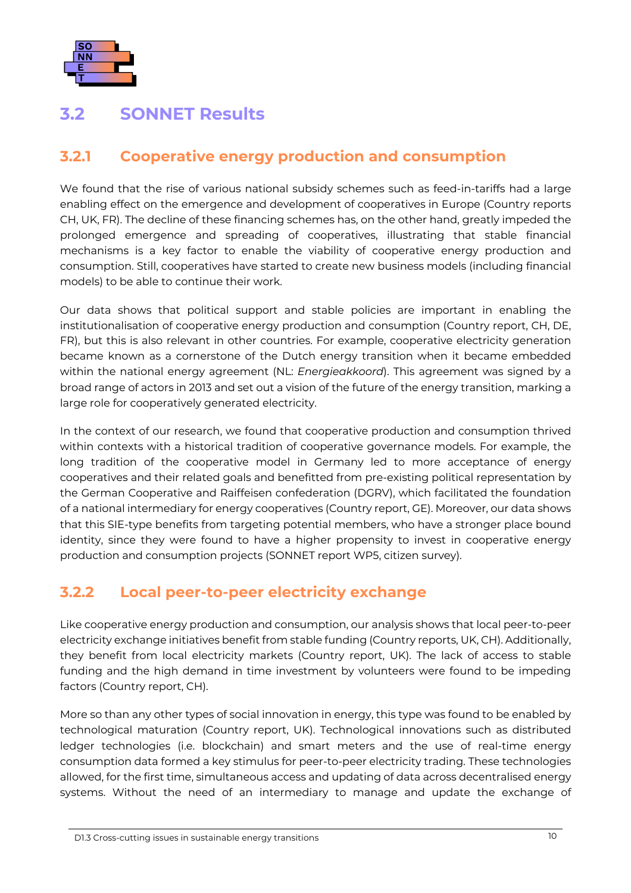## 3.2 SONNET Results

### 3.2.1 Cooperative energy production and consumption

We found that the rise of various national subsidy schemes such as feed-in-tariffs had a large enabling effect on the emergence and development of cooperatives in Europe (Country reports CH, UK, FR). The decline of these financing schemes has, on the other hand, greatly impeded the prolonged emergence and spreading of cooperatives, illustrating that stable financial mechanisms is a key factor to enable the viability of cooperative energy production and consumption. Still, cooperatives have started to create new business models (including financial models) to be able to continue their work.

Our data shows that political support and stable policies are important in enabling the institutionalisation of cooperative energy production and consumption (Country report, CH, DE, FR), but this is also relevant in other countries. For example, cooperative electricity generation became known as a cornerstone of the Dutch energy transition when it became embedded within the national energy agreement (NL: *Energieakkoord*). This agreement was signed by a broad range of actors in 2013 and set out a vision of the future of the energy transition, marking a large role for cooperatively generated electricity.

In the context of our research, we found that cooperative production and consumption thrived within contexts with a historical tradition of cooperative governance models. For example, the long tradition of the cooperative model in Germany led to more acceptance of energy cooperatives and their related goals and benefitted from pre-existing political representation by the German Cooperative and Raiffeisen confederation (DGRV), which facilitated the foundation of a national intermediary for energy cooperatives (Country report, GE). Moreover, our data shows that this SIE-type benefits from targeting potential members, who have a stronger place bound identity, since they were found to have a higher propensity to invest in cooperative energy production and consumption projects (SONNET report WP5, citizen survey).

### 3.2.2 Local peer-to-peer electricity exchange

Like cooperative energy production and consumption, our analysis shows that local peer-to-peer electricity exchange initiatives benefit from stable funding (Country reports, UK, CH). Additionally, they benefit from local electricity markets (Country report, UK). The lack of access to stable funding and the high demand in time investment by volunteers were found to be impeding factors (Country report, CH).

More so than any other types of social innovation in energy, this type was found to be enabled by technological maturation (Country report, UK). Technological innovations such as distributed ledger technologies (i.e. blockchain) and smart meters and the use of real-time energy consumption data formed a key stimulus for peer-to-peer electricity trading. These technologies allowed, for the first time, simultaneous access and updating of data across decentralised energy systems. Without the need of an intermediary to manage and update the exchange of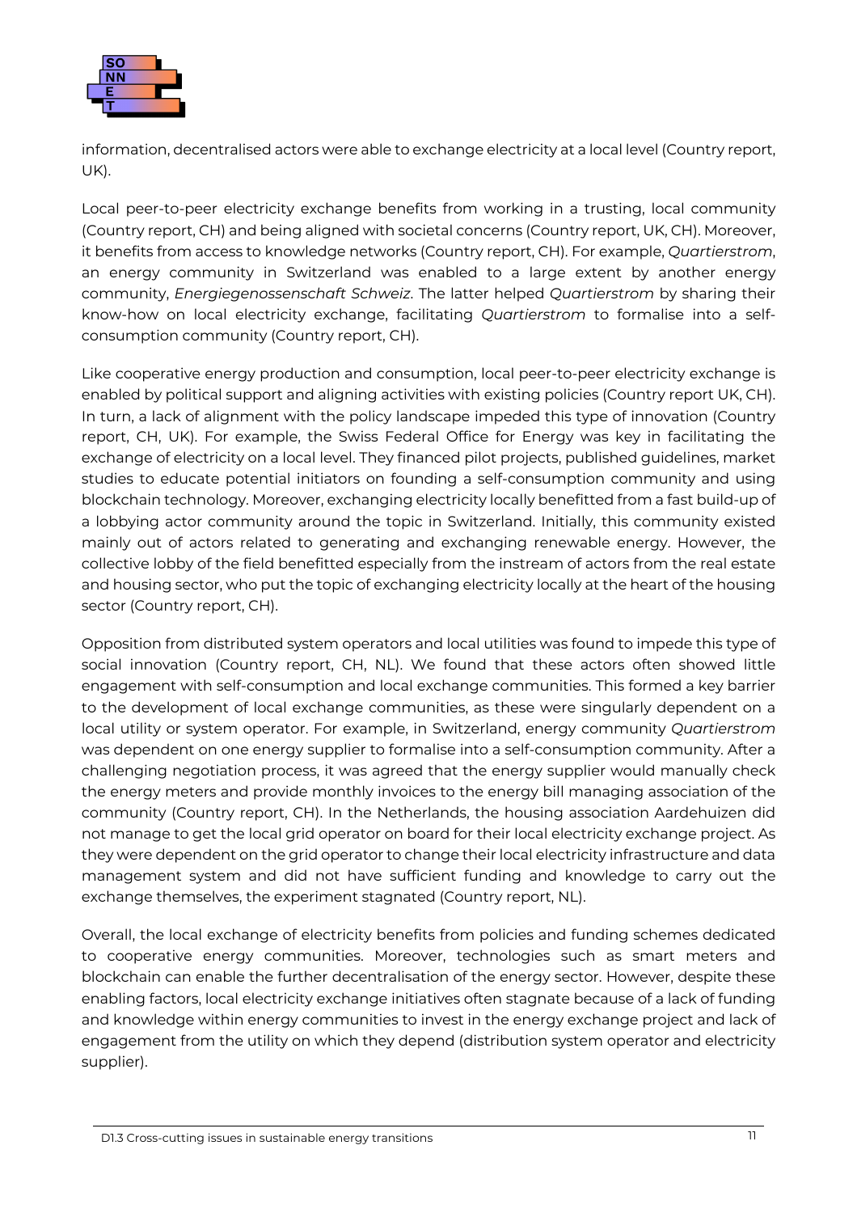information, decentralised actors were able to exchange electricity at a local level (Country report, UK).

Local peer-to-peer electricity exchange benefits from working in a trusting, local community (Country report, CH) and being aligned with societal concerns (Country report, UK, CH). Moreover, it benefits from access to knowledge networks (Country report, CH). For example, *Quartierstrom*, an energy community in Switzerland was enabled to a large extent by another energy community, *Energiegenossenschaft Schweiz*. The latter helped *Quartierstrom* by sharing their know-how on local electricity exchange, facilitating *Quartierstrom* to formalise into a self-consumption community (Country report, CH).

Like cooperative energy production and consumption, local peer-to-peer electricity exchange is enabled by political support and aligning activities with existing policies (Country report UK, CH). In turn, a lack of alignment with the policy landscape impeded this type of innovation (Country report, CH, UK). For example, the Swiss Federal Office for Energy was key in facilitating the exchange of electricity on a local level. They financed pilot projects, published guidelines, market studies to educate potential initiators on founding a self-consumption community and using blockchain technology. Moreover, exchanging electricity locally benefitted from a fast build-up of a lobbying actor community around the topic in Switzerland. Initially, this community existed mainly out of actors related to generating and exchanging renewable energy. However, the collective lobby of the field benefitted especially from the instream of actors from the real estate and housing sector, who put the topic of exchanging electricity locally at the heart of the housing sector (Country report, CH).

Opposition from distributed system operators and local utilities was found to impede this type of social innovation (Country report, CH, NL). We found that these actors often showed little engagement with self-consumption and local exchange communities. This formed a key barrier to the development of local exchange communities, as these were singularly dependent on a local utility or system operator. For example, in Switzerland, energy community *Quartierstrom* was dependent on one energy supplier to formalise into a self-consumption community. After a challenging negotiation process, it was agreed that the energy supplier would manually check the energy meters and provide monthly invoices to the energy bill managing association of the community (Country report, CH). In the Netherlands, the housing association Aardehuizen did not manage to get the local grid operator on board for their local electricity exchange project. As they were dependent on the grid operator to change their local electricity infrastructure and data management system and did not have sufficient funding and knowledge to carry out the exchange themselves, the experiment stagnated (Country report, NL).

Overall, the local exchange of electricity benefits from policies and funding schemes dedicated to cooperative energy communities. Moreover, technologies such as smart meters and blockchain can enable the further decentralisation of the energy sector. However, despite these enabling factors, local electricity exchange initiatives often stagnate because of a lack of funding and knowledge within energy communities to invest in the energy exchange project and lack of engagement from the utility on which they depend (distribution system operator and electricity supplier).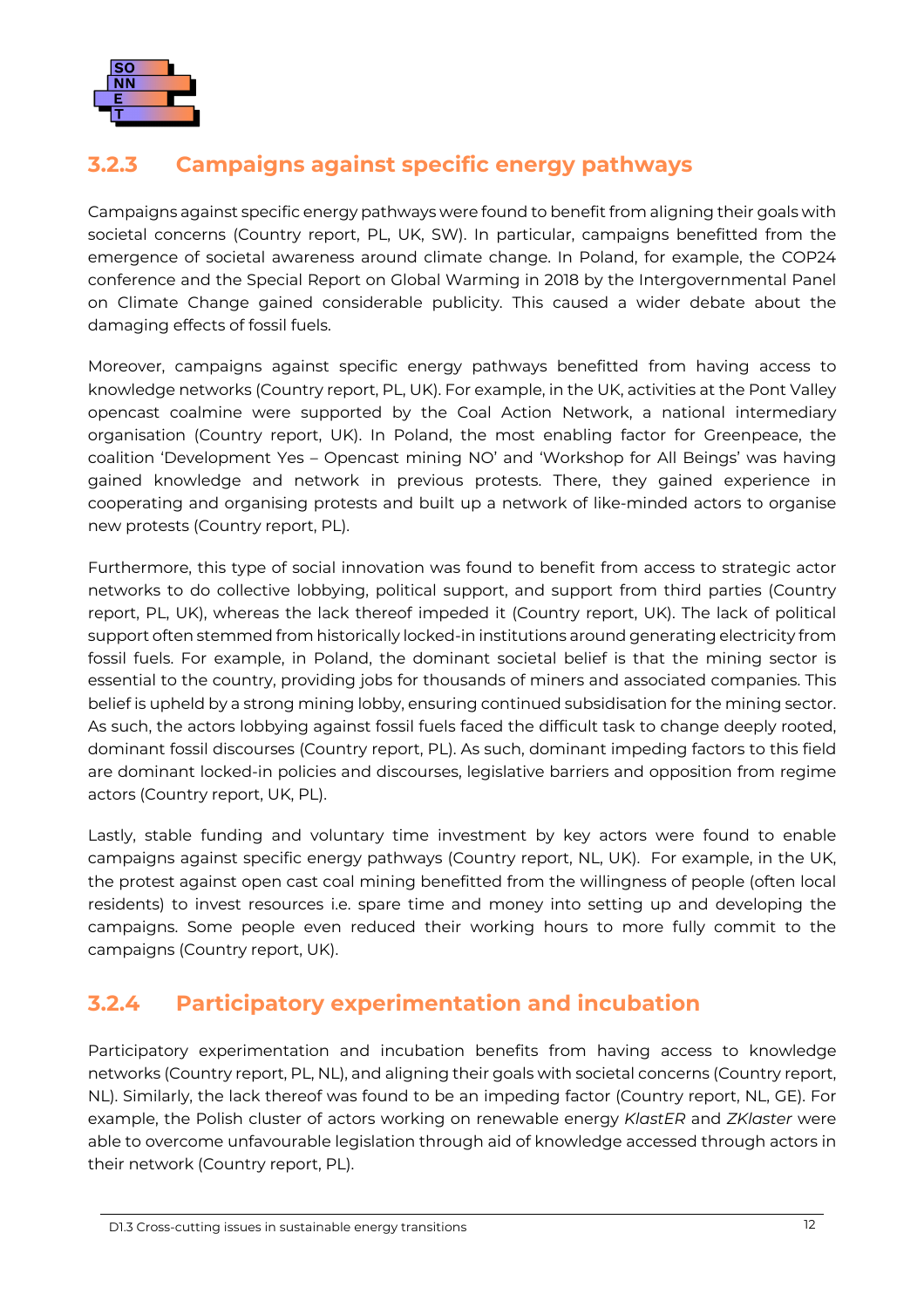### 3.2.3 Campaigns against specific energy pathways

Campaigns against specific energy pathways were found to benefit from aligning their goals with societal concerns (Country report, PL, UK, SW). In particular, campaigns benefitted from the emergence of societal awareness around climate change. In Poland, for example, the COP24 conference and the Special Report on Global Warming in 2018 by the Intergovernmental Panel on Climate Change gained considerable publicity. This caused a wider debate about the damaging effects of fossil fuels.

Moreover, campaigns against specific energy pathways benefitted from having access to knowledge networks (Country report, PL, UK). For example, in the UK, activities at the Pont Valley opencast coalmine were supported by the Coal Action Network, a national intermediary organisation (Country report, UK). In Poland, the most enabling factor for Greenpeace, the coalition 'Development Yes – Opencast mining NO' and 'Workshop for All Beings' was having gained knowledge and network in previous protests. There, they gained experience in cooperating and organising protests and built up a network of like-minded actors to organise new protests (Country report, PL).

Furthermore, this type of social innovation was found to benefit from access to strategic actor networks to do collective lobbying, political support, and support from third parties (Country report, PL, UK), whereas the lack thereof impeded it (Country report, UK). The lack of political support often stemmed from historically locked-in institutions around generating electricity from fossil fuels. For example, in Poland, the dominant societal belief is that the mining sector is essential to the country, providing jobs for thousands of miners and associated companies. This belief is upheld by a strong mining lobby, ensuring continued subsidisation for the mining sector. As such, the actors lobbying against fossil fuels faced the difficult task to change deeply rooted, dominant fossil discourses (Country report, PL). As such, dominant impeding factors to this field are dominant locked-in policies and discourses, legislative barriers and opposition from regime actors (Country report, UK, PL).

Lastly, stable funding and voluntary time investment by key actors were found to enable campaigns against specific energy pathways (Country report, NL, UK). For example, in the UK, the protest against open cast coal mining benefitted from the willingness of people (often local residents) to invest resources i.e. spare time and money into setting up and developing the campaigns. Some people even reduced their working hours to more fully commit to the campaigns (Country report, UK).

### 3.2.4 Participatory experimentation and incubation

Participatory experimentation and incubation benefits from having access to knowledge networks (Country report, PL, NL), and aligning their goals with societal concerns (Country report, NL). Similarly, the lack thereof was found to be an impeding factor (Country report, NL, GE). For example, the Polish cluster of actors working on renewable energy *KlastER* and *ZKlaster* were able to overcome unfavourable legislation through aid of knowledge accessed through actors in their network (Country report, PL).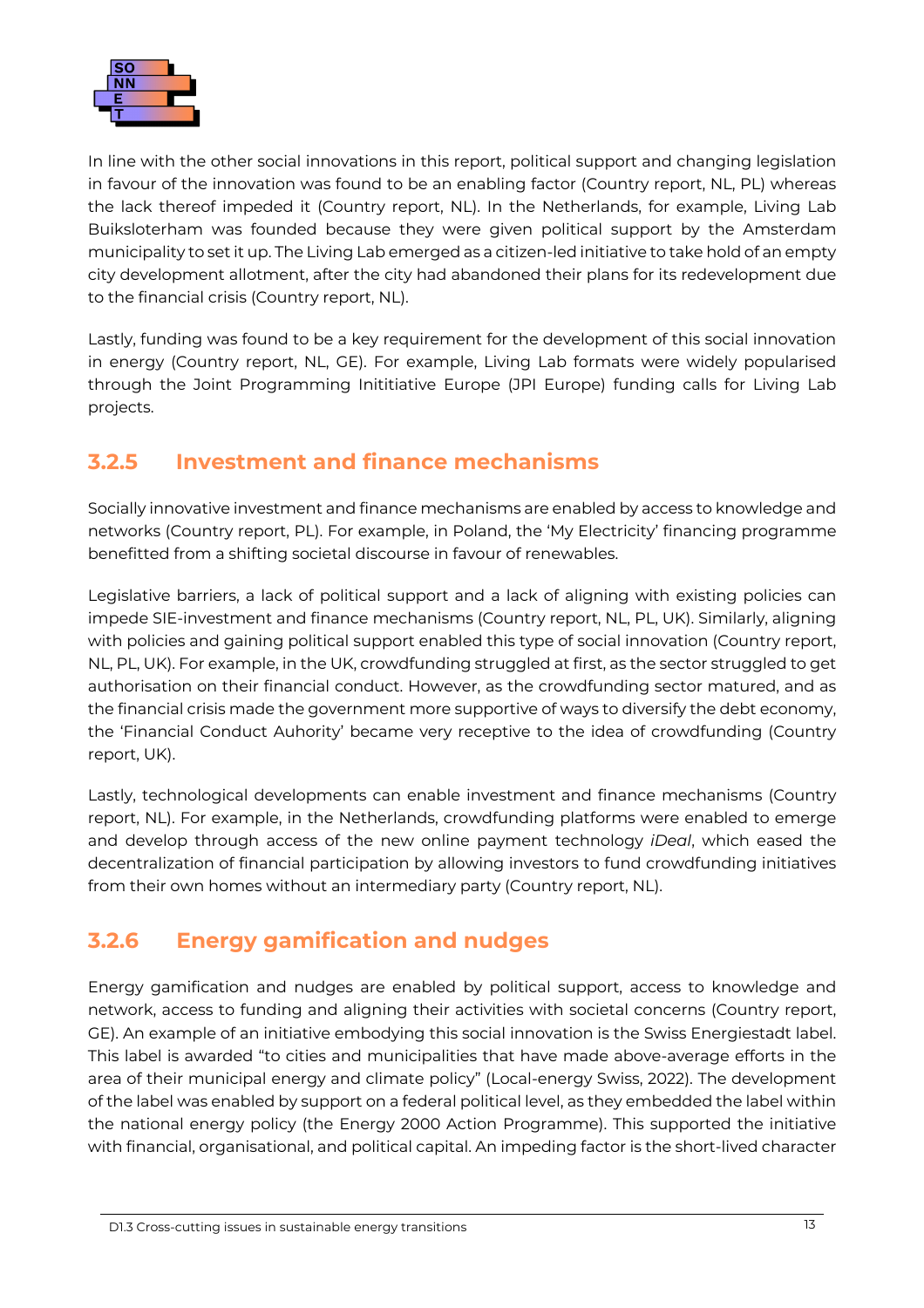In line with the other social innovations in this report, political support and changing legislation in favour of the innovation was found to be an enabling factor (Country report, NL, PL) whereas the lack thereof impeded it (Country report, NL). In the Netherlands, for example, Living Lab Buiksloterham was founded because they were given political support by the Amsterdam municipality to set it up. The Living Lab emerged as a citizen-led initiative to take hold of an empty city development allotment, after the city had abandoned their plans for its redevelopment due to the financial crisis (Country report, NL).

Lastly, funding was found to be a key requirement for the development of this social innovation in energy (Country report, NL, GE). For example, Living Lab formats were widely popularised through the Joint Programming Inititiative Europe (JPI Europe) funding calls for Living Lab projects.

### 3.2.5 Investment and finance mechanisms

Socially innovative investment and finance mechanisms are enabled by access to knowledge and networks (Country report, PL). For example, in Poland, the 'My Electricity' financing programme benefitted from a shifting societal discourse in favour of renewables.

Legislative barriers, a lack of political support and a lack of aligning with existing policies can impede SIE-investment and finance mechanisms (Country report, NL, PL, UK). Similarly, aligning with policies and gaining political support enabled this type of social innovation (Country report, NL, PL, UK). For example, in the UK, crowdfunding struggled at first, as the sector struggled to get authorisation on their financial conduct. However, as the crowdfunding sector matured, and as the financial crisis made the government more supportive of ways to diversify the debt economy, the 'Financial Conduct Auhority' became very receptive to the idea of crowdfunding (Country report, UK).

Lastly, technological developments can enable investment and finance mechanisms (Country report, NL). For example, in the Netherlands, crowdfunding platforms were enabled to emerge and develop through access of the new online payment technology *iDeal*, which eased the decentralization of financial participation by allowing investors to fund crowdfunding initiatives from their own homes without an intermediary party (Country report, NL).

### 3.2.6 Energy gamification and nudges

Energy gamification and nudges are enabled by political support, access to knowledge and network, access to funding and aligning their activities with societal concerns (Country report, GE). An example of an initiative embodying this social innovation is the Swiss Energiestadt label. This label is awarded "to cities and municipalities that have made above-average efforts in the area of their municipal energy and climate policy" (Local-energy Swiss, 2022). The development of the label was enabled by support on a federal political level, as they embedded the label within the national energy policy (the Energy 2000 Action Programme). This supported the initiative with financial, organisational, and political capital. An impeding factor is the short-lived character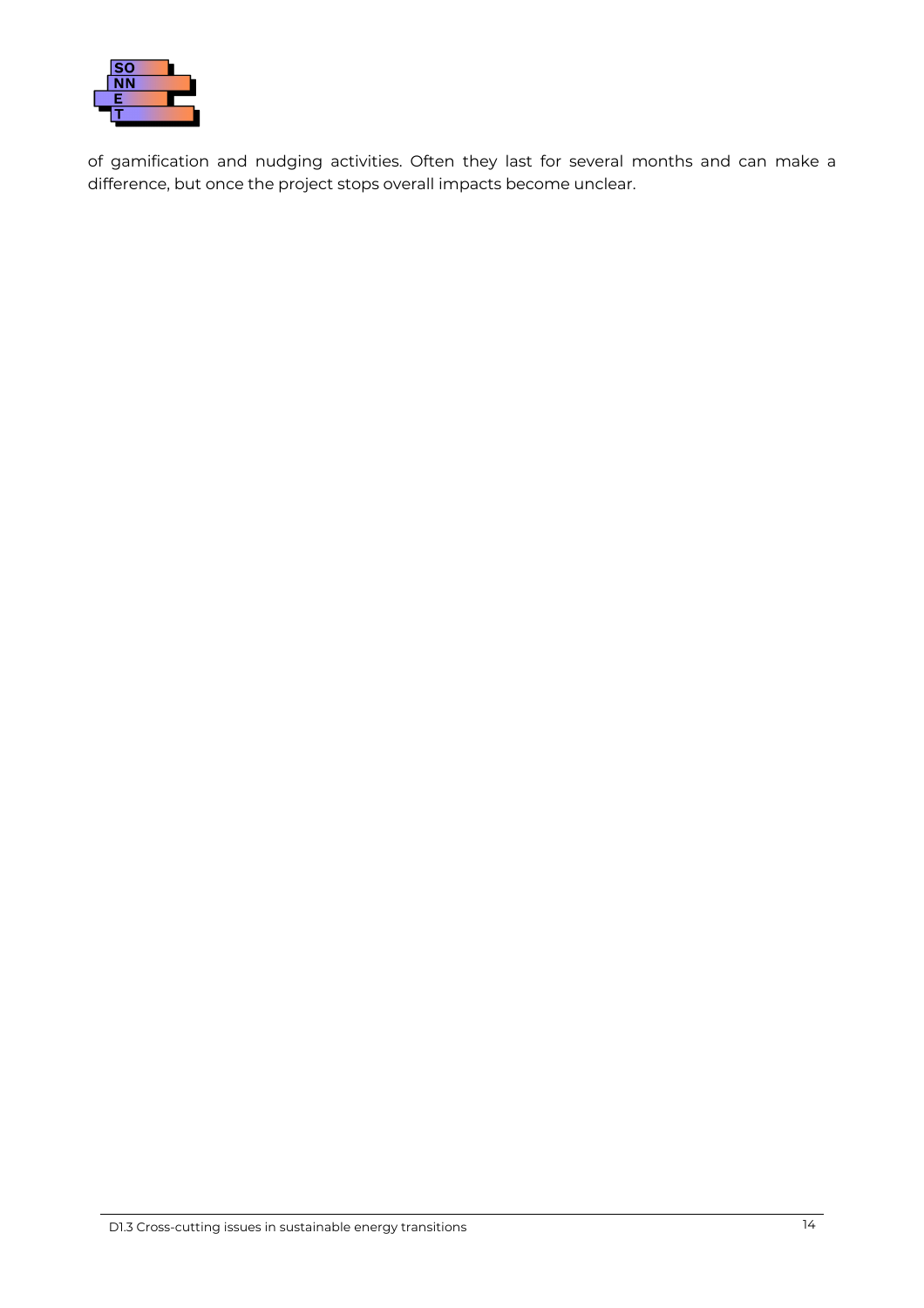of gamification and nudging activities. Often they last for several months and can make a difference, but once the project stops overall impacts become unclear.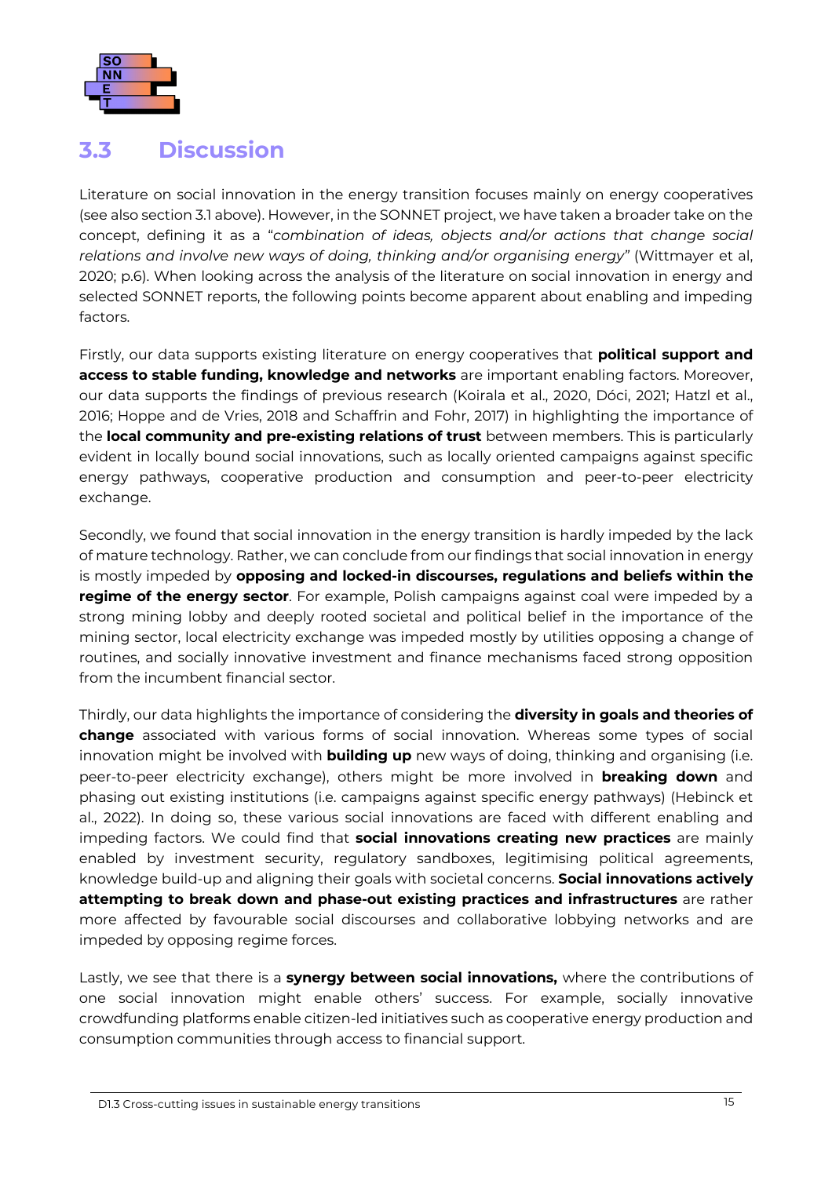## 3.3 Discussion

Literature on social innovation in the energy transition focuses mainly on energy cooperatives (see also section 3.1 above). However, in the SONNET project, we have taken a broader take on the concept, defining it as a "*combination of ideas, objects and/or actions that change social relations and involve new ways of doing, thinking and/or organising energy"* (Wittmayer et al, 2020; p.6). When looking across the analysis of the literature on social innovation in energy and selected SONNET reports, the following points become apparent about enabling and impeding factors.

Firstly, our data supports existing literature on energy cooperatives that **political support and access to stable funding, knowledge and networks** are important enabling factors. Moreover, our data supports the findings of previous research (Koirala et al., 2020, Dóci, 2021; Hatzl et al., 2016; Hoppe and de Vries, 2018 and Schaffrin and Fohr, 2017) in highlighting the importance of the **local community and pre-existing relations of trust** between members. This is particularly evident in locally bound social innovations, such as locally oriented campaigns against specific energy pathways, cooperative production and consumption and peer-to-peer electricity exchange.

Secondly, we found that social innovation in the energy transition is hardly impeded by the lack of mature technology. Rather, we can conclude from our findings that social innovation in energy is mostly impeded by **opposing and locked-in discourses, regulations and beliefs within the regime of the energy sector**. For example, Polish campaigns against coal were impeded by a strong mining lobby and deeply rooted societal and political belief in the importance of the mining sector, local electricity exchange was impeded mostly by utilities opposing a change of routines, and socially innovative investment and finance mechanisms faced strong opposition from the incumbent financial sector.

Thirdly, our data highlights the importance of considering the **diversity in goals and theories of change** associated with various forms of social innovation. Whereas some types of social innovation might be involved with **building up** new ways of doing, thinking and organising (i.e. peer-to-peer electricity exchange), others might be more involved in **breaking down** and phasing out existing institutions (i.e. campaigns against specific energy pathways) (Hebinck et al., 2022). In doing so, these various social innovations are faced with different enabling and impeding factors. We could find that **social innovations creating new practices** are mainly enabled by investment security, regulatory sandboxes, legitimising political agreements, knowledge build-up and aligning their goals with societal concerns. **Social innovations actively attempting to break down and phase-out existing practices and infrastructures** are rather more affected by favourable social discourses and collaborative lobbying networks and are impeded by opposing regime forces.

Lastly, we see that there is a **synergy between social innovations,** where the contributions of one social innovation might enable others' success. For example, socially innovative crowdfunding platforms enable citizen-led initiatives such as cooperative energy production and consumption communities through access to financial support.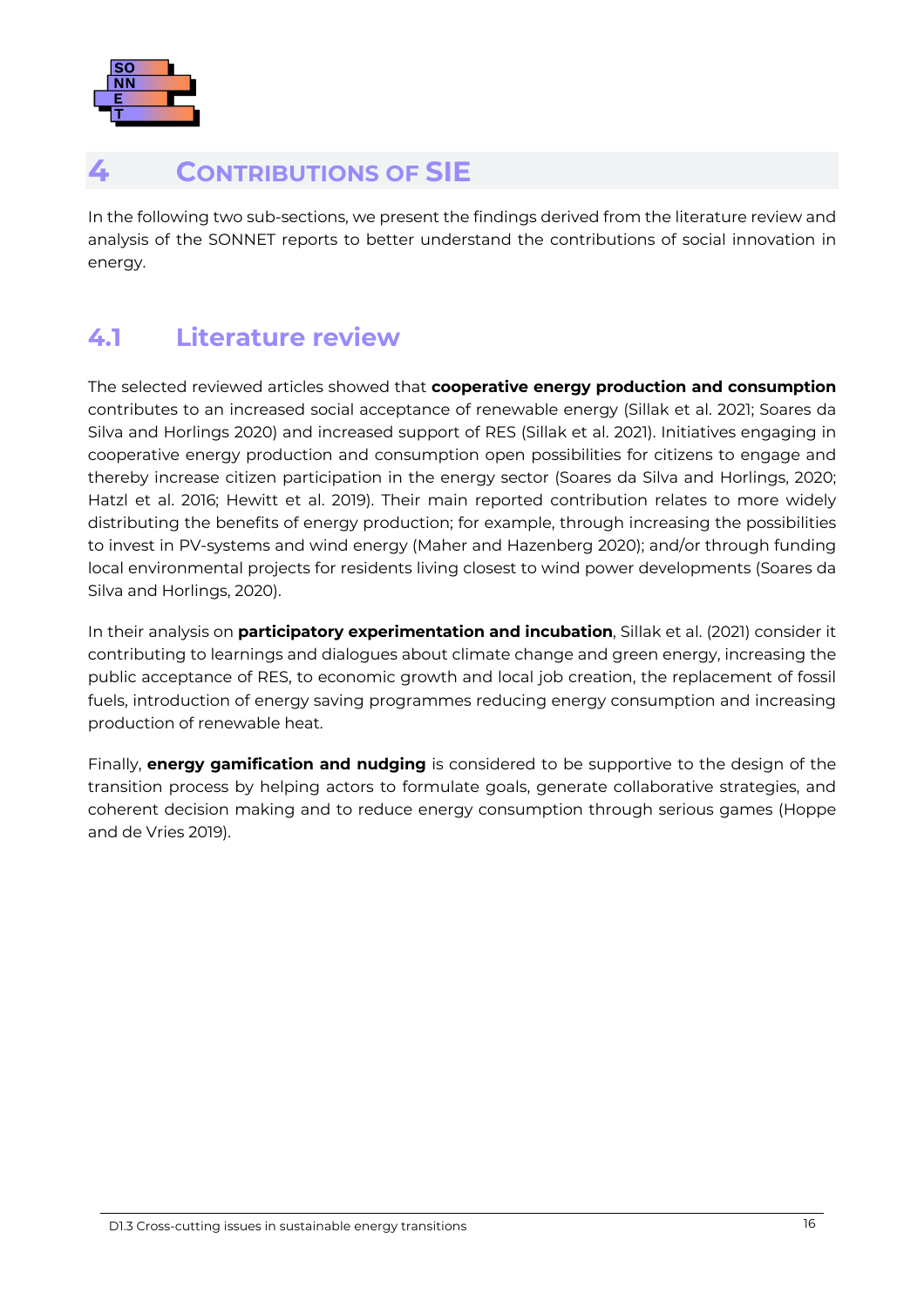# 4 Contributions of SIE

In the following two sub-sections, we present the findings derived from the literature review and analysis of the SONNET reports to better understand the contributions of social innovation in energy.

## 4.1 Literature review

The selected reviewed articles showed that **cooperative energy production and consumption** contributes to an increased social acceptance of renewable energy (Sillak et al. 2021; Soares da Silva and Horlings 2020) and increased support of RES (Sillak et al. 2021). Initiatives engaging in cooperative energy production and consumption open possibilities for citizens to engage and thereby increase citizen participation in the energy sector (Soares da Silva and Horlings, 2020; Hatzl et al. 2016; Hewitt et al. 2019). Their main reported contribution relates to more widely distributing the benefits of energy production; for example, through increasing the possibilities to invest in PV-systems and wind energy (Maher and Hazenberg 2020); and/or through funding local environmental projects for residents living closest to wind power developments (Soares da Silva and Horlings, 2020).

In their analysis on **participatory experimentation and incubation**, Sillak et al. (2021) consider it contributing to learnings and dialogues about climate change and green energy, increasing the public acceptance of RES, to economic growth and local job creation, the replacement of fossil fuels, introduction of energy saving programmes reducing energy consumption and increasing production of renewable heat.

Finally, **energy gamification and nudging** is considered to be supportive to the design of the transition process by helping actors to formulate goals, generate collaborative strategies, and coherent decision making and to reduce energy consumption through serious games (Hoppe and de Vries 2019).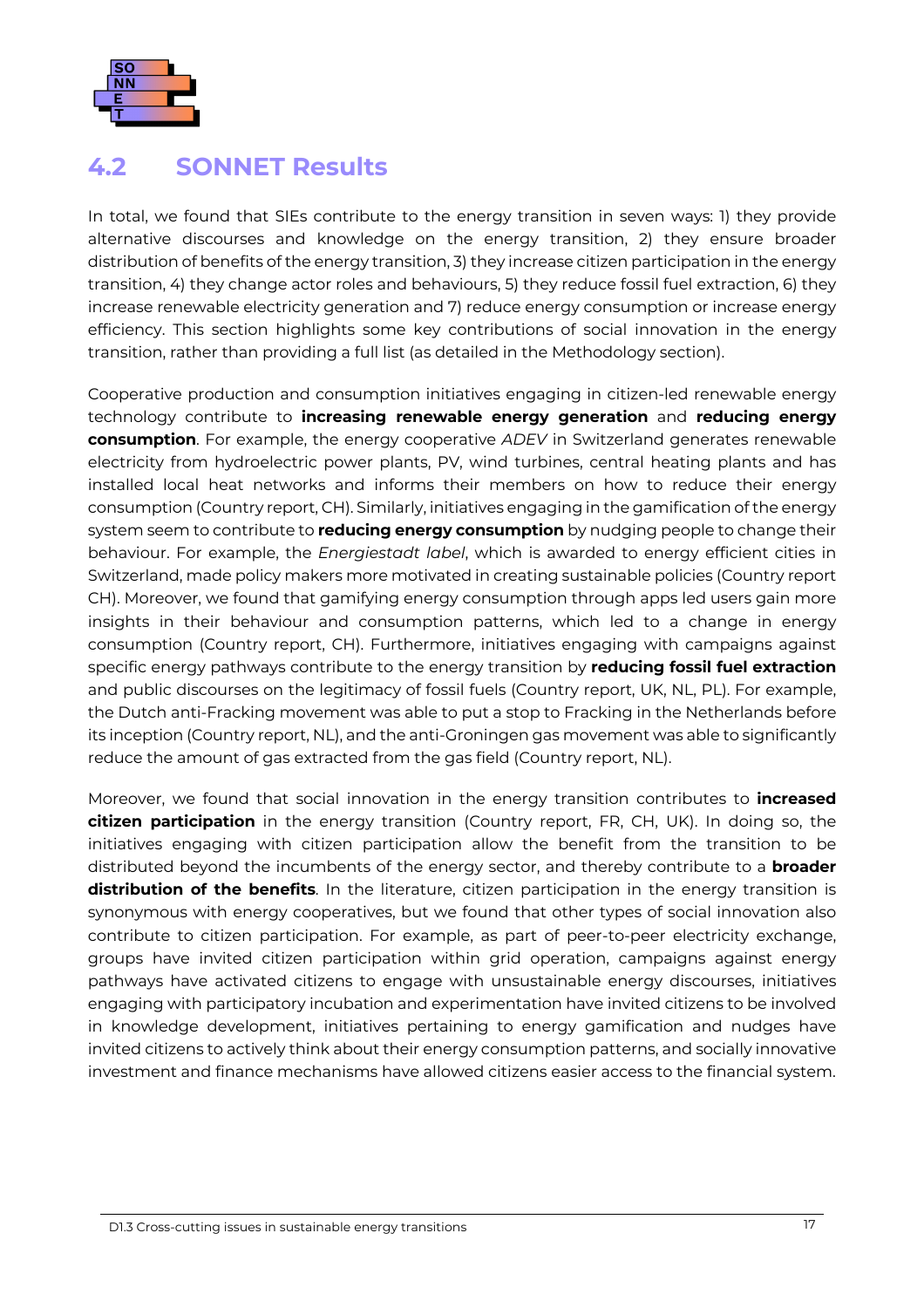## 4.2 SONNET Results

In total, we found that SIEs contribute to the energy transition in seven ways: 1) they provide alternative discourses and knowledge on the energy transition, 2) they ensure broader distribution of benefits of the energy transition, 3) they increase citizen participation in the energy transition, 4) they change actor roles and behaviours, 5) they reduce fossil fuel extraction, 6) they increase renewable electricity generation and 7) reduce energy consumption or increase energy efficiency. This section highlights some key contributions of social innovation in the energy transition, rather than providing a full list (as detailed in the Methodology section).

Cooperative production and consumption initiatives engaging in citizen-led renewable energy technology contribute to **increasing renewable energy generation** and **reducing energy consumption**. For example, the energy cooperative *ADEV* in Switzerland generates renewable electricity from hydroelectric power plants, PV, wind turbines, central heating plants and has installed local heat networks and informs their members on how to reduce their energy consumption (Country report, CH). Similarly, initiatives engaging in the gamification of the energy system seem to contribute to **reducing energy consumption** by nudging people to change their behaviour. For example, the *Energiestadt label*, which is awarded to energy efficient cities in Switzerland, made policy makers more motivated in creating sustainable policies (Country report CH). Moreover, we found that gamifying energy consumption through apps led users gain more insights in their behaviour and consumption patterns, which led to a change in energy consumption (Country report, CH). Furthermore, initiatives engaging with campaigns against specific energy pathways contribute to the energy transition by **reducing fossil fuel extraction** and public discourses on the legitimacy of fossil fuels (Country report, UK, NL, PL). For example, the Dutch anti-Fracking movement was able to put a stop to Fracking in the Netherlands before its inception (Country report, NL), and the anti-Groningen gas movement was able to significantly reduce the amount of gas extracted from the gas field (Country report, NL).

Moreover, we found that social innovation in the energy transition contributes to **increased citizen participation** in the energy transition (Country report, FR, CH, UK). In doing so, the initiatives engaging with citizen participation allow the benefit from the transition to be distributed beyond the incumbents of the energy sector, and thereby contribute to a **broader distribution of the benefits**. In the literature, citizen participation in the energy transition is synonymous with energy cooperatives, but we found that other types of social innovation also contribute to citizen participation. For example, as part of peer-to-peer electricity exchange, groups have invited citizen participation within grid operation, campaigns against energy pathways have activated citizens to engage with unsustainable energy discourses, initiatives engaging with participatory incubation and experimentation have invited citizens to be involved in knowledge development, initiatives pertaining to energy gamification and nudges have invited citizens to actively think about their energy consumption patterns, and socially innovative investment and finance mechanisms have allowed citizens easier access to the financial system.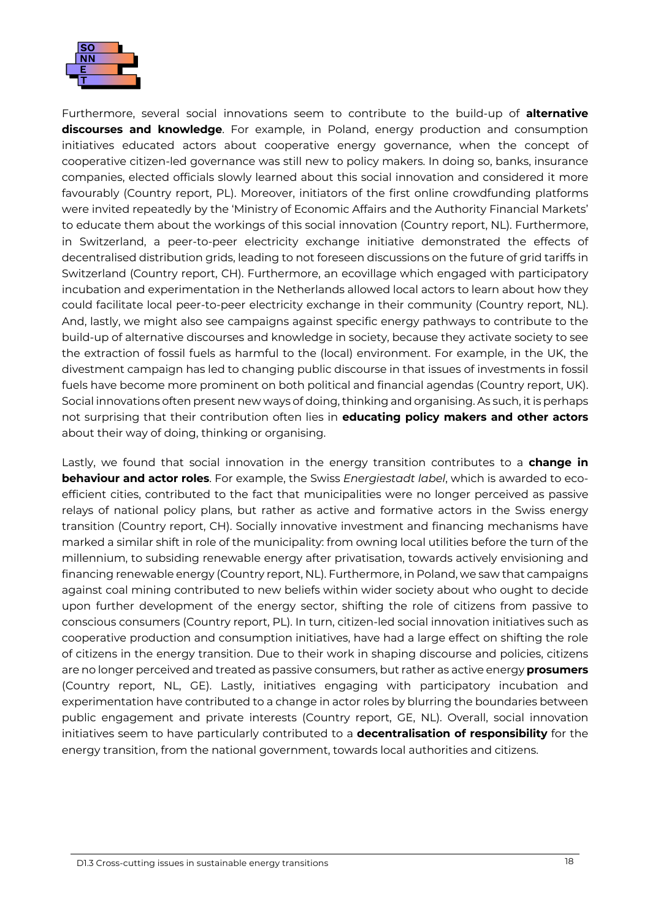Furthermore, several social innovations seem to contribute to the build-up of **alternative discourses and knowledge**. For example, in Poland, energy production and consumption initiatives educated actors about cooperative energy governance, when the concept of cooperative citizen-led governance was still new to policy makers. In doing so, banks, insurance companies, elected officials slowly learned about this social innovation and considered it more favourably (Country report, PL). Moreover, initiators of the first online crowdfunding platforms were invited repeatedly by the 'Ministry of Economic Affairs and the Authority Financial Markets' to educate them about the workings of this social innovation (Country report, NL). Furthermore, in Switzerland, a peer-to-peer electricity exchange initiative demonstrated the effects of decentralised distribution grids, leading to not foreseen discussions on the future of grid tariffs in Switzerland (Country report, CH). Furthermore, an ecovillage which engaged with participatory incubation and experimentation in the Netherlands allowed local actors to learn about how they could facilitate local peer-to-peer electricity exchange in their community (Country report, NL). And, lastly, we might also see campaigns against specific energy pathways to contribute to the build-up of alternative discourses and knowledge in society, because they activate society to see the extraction of fossil fuels as harmful to the (local) environment. For example, in the UK, the divestment campaign has led to changing public discourse in that issues of investments in fossil fuels have become more prominent on both political and financial agendas (Country report, UK). Social innovations often present new ways of doing, thinking and organising. As such, it is perhaps not surprising that their contribution often lies in **educating policy makers and other actors** about their way of doing, thinking or organising.

Lastly, we found that social innovation in the energy transition contributes to a **change in behaviour and actor roles**. For example, the Swiss *Energiestadt label*, which is awarded to eco-efficient cities, contributed to the fact that municipalities were no longer perceived as passive relays of national policy plans, but rather as active and formative actors in the Swiss energy transition (Country report, CH). Socially innovative investment and financing mechanisms have marked a similar shift in role of the municipality: from owning local utilities before the turn of the millennium, to subsiding renewable energy after privatisation, towards actively envisioning and financing renewable energy (Country report, NL). Furthermore, in Poland, we saw that campaigns against coal mining contributed to new beliefs within wider society about who ought to decide upon further development of the energy sector, shifting the role of citizens from passive to conscious consumers (Country report, PL). In turn, citizen-led social innovation initiatives such as cooperative production and consumption initiatives, have had a large effect on shifting the role of citizens in the energy transition. Due to their work in shaping discourse and policies, citizens are no longer perceived and treated as passive consumers, but rather as active energy **prosumers** (Country report, NL, GE). Lastly, initiatives engaging with participatory incubation and experimentation have contributed to a change in actor roles by blurring the boundaries between public engagement and private interests (Country report, GE, NL). Overall, social innovation initiatives seem to have particularly contributed to a **decentralisation of responsibility** for the energy transition, from the national government, towards local authorities and citizens.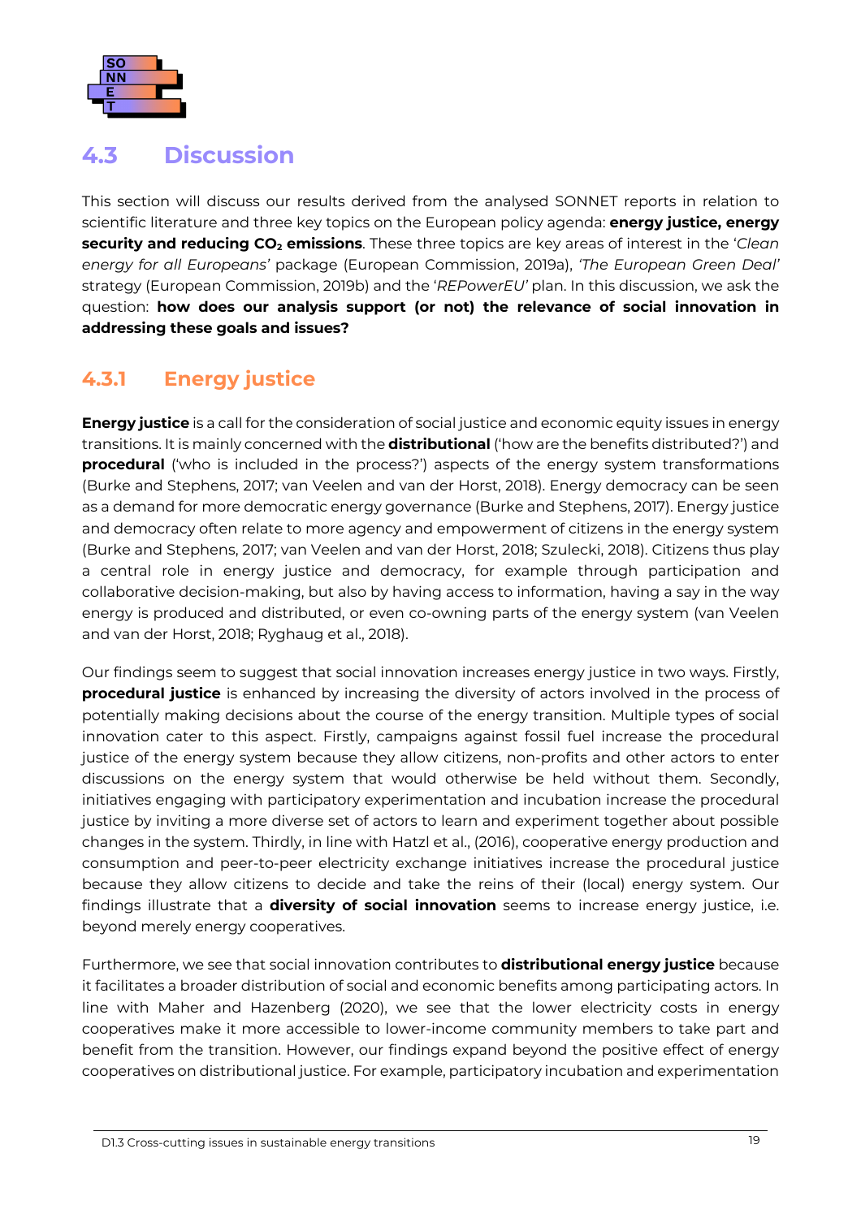## 4.3 Discussion

This section will discuss our results derived from the analysed SONNET reports in relation to scientific literature and three key topics on the European policy agenda: **energy justice, energy security and reducing $CO_2$ emissions**. These three topics are key areas of interest in the '*Clean energy for all Europeans*' package (European Commission, 2019a), *'The European Green Deal'* strategy (European Commission, 2019b) and the '*REPowerEU*' plan. In this discussion, we ask the question: **how does our analysis support (or not) the relevance of social innovation in addressing these goals and issues?**

### 4.3.1 Energy justice

**Energy justice** is a call for the consideration of social justice and economic equity issues in energy transitions. It is mainly concerned with the **distributional** ('how are the benefits distributed?') and **procedural** ('who is included in the process?') aspects of the energy system transformations (Burke and Stephens, 2017; van Veelen and van der Horst, 2018). Energy democracy can be seen as a demand for more democratic energy governance (Burke and Stephens, 2017). Energy justice and democracy often relate to more agency and empowerment of citizens in the energy system (Burke and Stephens, 2017; van Veelen and van der Horst, 2018; Szulecki, 2018). Citizens thus play a central role in energy justice and democracy, for example through participation and collaborative decision-making, but also by having access to information, having a say in the way energy is produced and distributed, or even co-owning parts of the energy system (van Veelen and van der Horst, 2018; Ryghaug et al., 2018).

Our findings seem to suggest that social innovation increases energy justice in two ways. Firstly, **procedural justice** is enhanced by increasing the diversity of actors involved in the process of potentially making decisions about the course of the energy transition. Multiple types of social innovation cater to this aspect. Firstly, campaigns against fossil fuel increase the procedural justice of the energy system because they allow citizens, non-profits and other actors to enter discussions on the energy system that would otherwise be held without them. Secondly, initiatives engaging with participatory experimentation and incubation increase the procedural justice by inviting a more diverse set of actors to learn and experiment together about possible changes in the system. Thirdly, in line with Hatzl et al., (2016), cooperative energy production and consumption and peer-to-peer electricity exchange initiatives increase the procedural justice because they allow citizens to decide and take the reins of their (local) energy system. Our findings illustrate that a **diversity of social innovation** seems to increase energy justice, i.e. beyond merely energy cooperatives.

Furthermore, we see that social innovation contributes to **distributional energy justice** because it facilitates a broader distribution of social and economic benefits among participating actors. In line with Maher and Hazenberg (2020), we see that the lower electricity costs in energy cooperatives make it more accessible to lower-income community members to take part and benefit from the transition. However, our findings expand beyond the positive effect of energy cooperatives on distributional justice. For example, participatory incubation and experimentation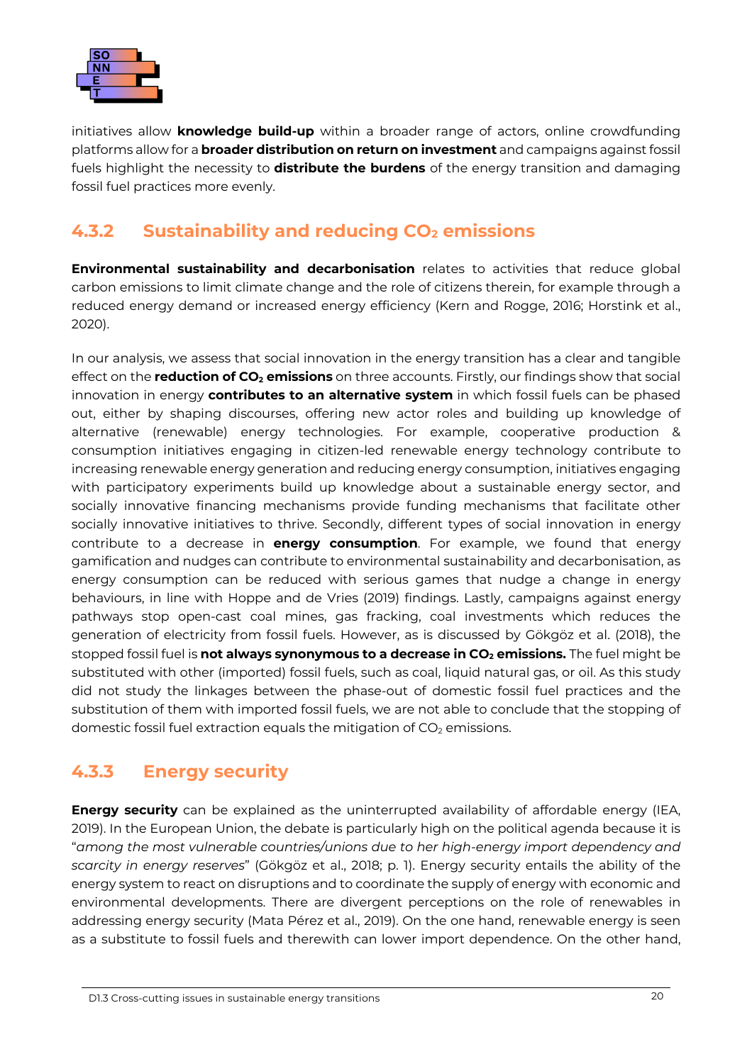initiatives allow **knowledge build-up** within a broader range of actors, online crowdfunding platforms allow for a **broader distribution on return on investment** and campaigns against fossil fuels highlight the necessity to **distribute the burdens** of the energy transition and damaging fossil fuel practices more evenly.

### 4.3.2 Sustainability and reducing $CO_2$ emissions

**Environmental sustainability and decarbonisation** relates to activities that reduce global carbon emissions to limit climate change and the role of citizens therein, for example through a reduced energy demand or increased energy efficiency (Kern and Rogge, 2016; Horstink et al., 2020).

In our analysis, we assess that social innovation in the energy transition has a clear and tangible effect on the **reduction of $CO_2$ emissions** on three accounts. Firstly, our findings show that social innovation in energy **contributes to an alternative system** in which fossil fuels can be phased out, either by shaping discourses, offering new actor roles and building up knowledge of alternative (renewable) energy technologies. For example, cooperative production & consumption initiatives engaging in citizen-led renewable energy technology contribute to increasing renewable energy generation and reducing energy consumption, initiatives engaging with participatory experiments build up knowledge about a sustainable energy sector, and socially innovative financing mechanisms provide funding mechanisms that facilitate other socially innovative initiatives to thrive. Secondly, different types of social innovation in energy contribute to a decrease in **energy consumption**. For example, we found that energy gamification and nudges can contribute to environmental sustainability and decarbonisation, as energy consumption can be reduced with serious games that nudge a change in energy behaviours, in line with Hoppe and de Vries (2019) findings. Lastly, campaigns against energy pathways stop open-cast coal mines, gas fracking, coal investments which reduces the generation of electricity from fossil fuels. However, as is discussed by Gökgöz et al. (2018), the stopped fossil fuel is **not always synonymous to a decrease in $CO_2$ emissions.** The fuel might be substituted with other (imported) fossil fuels, such as coal, liquid natural gas, or oil. As this study did not study the linkages between the phase-out of domestic fossil fuel practices and the substitution of them with imported fossil fuels, we are not able to conclude that the stopping of domestic fossil fuel extraction equals the mitigation of $CO_2$ emissions.

### 4.3.3 Energy security

**Energy security** can be explained as the uninterrupted availability of affordable energy (IEA, 2019). In the European Union, the debate is particularly high on the political agenda because it is "*among the most vulnerable countries/unions due to her high-energy import dependency and scarcity in energy reserves*" (Gökgöz et al., 2018; p. 1). Energy security entails the ability of the energy system to react on disruptions and to coordinate the supply of energy with economic and environmental developments. There are divergent perceptions on the role of renewables in addressing energy security (Mata Pérez et al., 2019). On the one hand, renewable energy is seen as a substitute to fossil fuels and therewith can lower import dependence. On the other hand,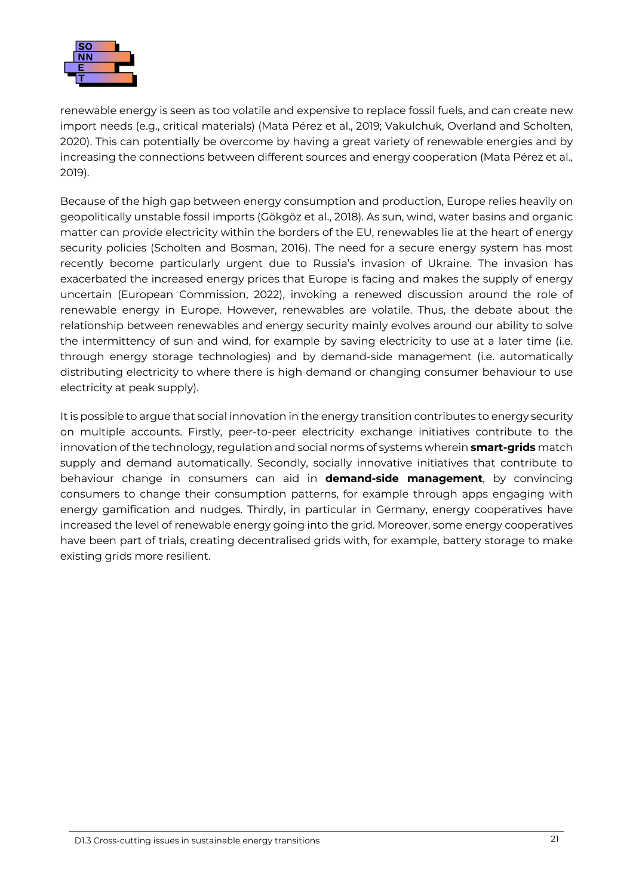renewable energy is seen as too volatile and expensive to replace fossil fuels, and can create new import needs (e.g., critical materials) (Mata Pérez et al., 2019; Vakulchuk, Overland and Scholten, 2020). This can potentially be overcome by having a great variety of renewable energies and by increasing the connections between different sources and energy cooperation (Mata Pérez et al., 2019).

Because of the high gap between energy consumption and production, Europe relies heavily on geopolitically unstable fossil imports (Gökgöz et al., 2018). As sun, wind, water basins and organic matter can provide electricity within the borders of the EU, renewables lie at the heart of energy security policies (Scholten and Bosman, 2016). The need for a secure energy system has most recently become particularly urgent due to Russia's invasion of Ukraine. The invasion has exacerbated the increased energy prices that Europe is facing and makes the supply of energy uncertain (European Commission, 2022), invoking a renewed discussion around the role of renewable energy in Europe. However, renewables are volatile. Thus, the debate about the relationship between renewables and energy security mainly evolves around our ability to solve the intermittency of sun and wind, for example by saving electricity to use at a later time (i.e. through energy storage technologies) and by demand-side management (i.e. automatically distributing electricity to where there is high demand or changing consumer behaviour to use electricity at peak supply).

It is possible to argue that social innovation in the energy transition contributes to energy security on multiple accounts. Firstly, peer-to-peer electricity exchange initiatives contribute to the innovation of the technology, regulation and social norms of systems wherein **smart-grids** match supply and demand automatically. Secondly, socially innovative initiatives that contribute to behaviour change in consumers can aid in **demand-side management**, by convincing consumers to change their consumption patterns, for example through apps engaging with energy gamification and nudges. Thirdly, in particular in Germany, energy cooperatives have increased the level of renewable energy going into the grid. Moreover, some energy cooperatives have been part of trials, creating decentralised grids with, for example, battery storage to make existing grids more resilient.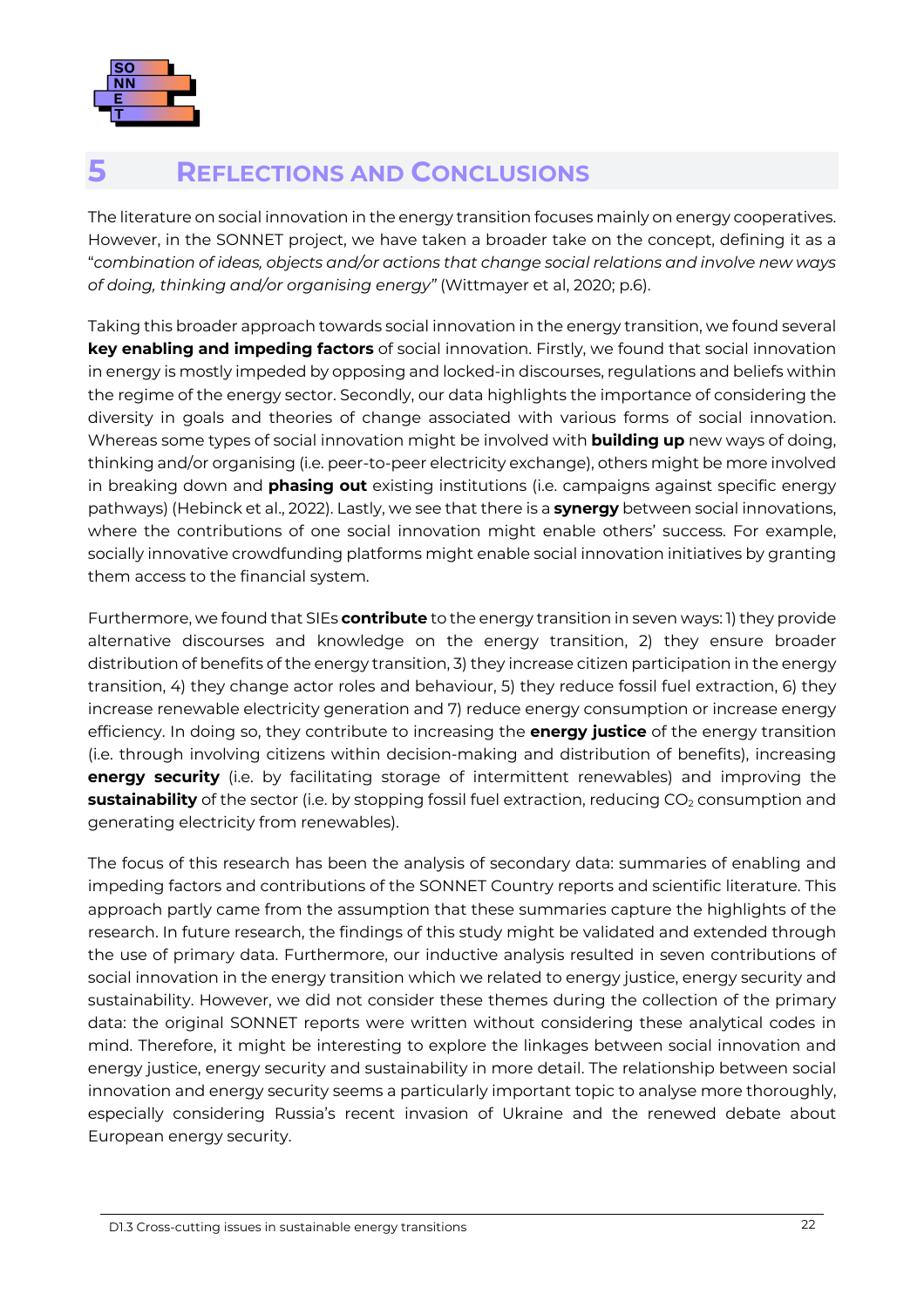# 5 Reflections and Conclusions

The literature on social innovation in the energy transition focuses mainly on energy cooperatives. However, in the SONNET project, we have taken a broader take on the concept, defining it as a "*combination of ideas, objects and/or actions that change social relations and involve new ways of doing, thinking and/or organising energy*" (Wittmayer et al, 2020; p.6).

Taking this broader approach towards social innovation in the energy transition, we found several **key enabling and impeding factors** of social innovation. Firstly, we found that social innovation in energy is mostly impeded by opposing and locked-in discourses, regulations and beliefs within the regime of the energy sector. Secondly, our data highlights the importance of considering the diversity in goals and theories of change associated with various forms of social innovation. Whereas some types of social innovation might be involved with **building up** new ways of doing, thinking and/or organising (i.e. peer-to-peer electricity exchange), others might be more involved in breaking down and **phasing out** existing institutions (i.e. campaigns against specific energy pathways) (Hebinck et al., 2022). Lastly, we see that there is a **synergy** between social innovations, where the contributions of one social innovation might enable others' success. For example, socially innovative crowdfunding platforms might enable social innovation initiatives by granting them access to the financial system.

Furthermore, we found that SIEs **contribute** to the energy transition in seven ways: 1) they provide alternative discourses and knowledge on the energy transition, 2) they ensure broader distribution of benefits of the energy transition, 3) they increase citizen participation in the energy transition, 4) they change actor roles and behaviour, 5) they reduce fossil fuel extraction, 6) they increase renewable electricity generation and 7) reduce energy consumption or increase energy efficiency. In doing so, they contribute to increasing the **energy justice** of the energy transition (i.e. through involving citizens within decision-making and distribution of benefits), increasing **energy security** (i.e. by facilitating storage of intermittent renewables) and improving the **sustainability** of the sector (i.e. by stopping fossil fuel extraction, reducing $CO_2$ consumption and generating electricity from renewables).

The focus of this research has been the analysis of secondary data: summaries of enabling and impeding factors and contributions of the SONNET Country reports and scientific literature. This approach partly came from the assumption that these summaries capture the highlights of the research. In future research, the findings of this study might be validated and extended through the use of primary data. Furthermore, our inductive analysis resulted in seven contributions of social innovation in the energy transition which we related to energy justice, energy security and sustainability. However, we did not consider these themes during the collection of the primary data: the original SONNET reports were written without considering these analytical codes in mind. Therefore, it might be interesting to explore the linkages between social innovation and energy justice, energy security and sustainability in more detail. The relationship between social innovation and energy security seems a particularly important topic to analyse more thoroughly, especially considering Russia's recent invasion of Ukraine and the renewed debate about European energy security.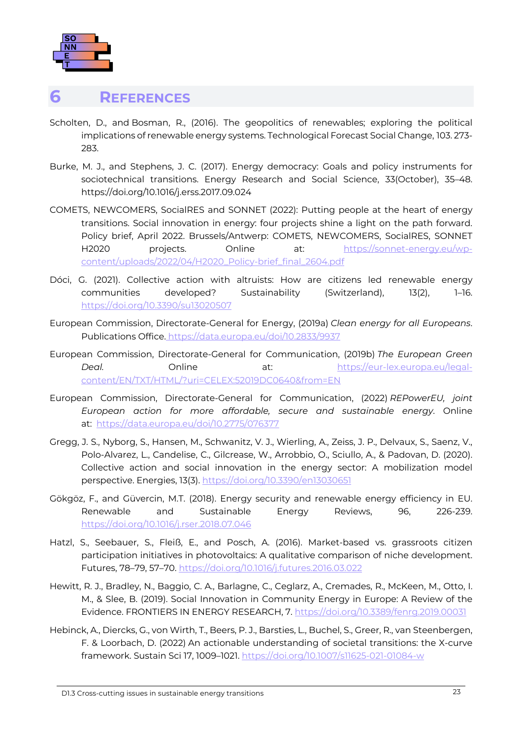# 6 REFERENCES

Scholten, D., and Bosman, R., (2016). The geopolitics of renewables; exploring the political implications of renewable energy systems. Technological Forecast Social Change, 103. 273-283.

Burke, M. J., and Stephens, J. C. (2017). Energy democracy: Goals and policy instruments for sociotechnical transitions. Energy Research and Social Science, 33(October), 35–48. https://doi.org/10.1016/j.erss.2017.09.024

COMETS, NEWCOMERS, SocialRES and SONNET (2022): Putting people at the heart of energy transitions. Social innovation in energy: four projects shine a light on the path forward. Policy brief, April 2022. Brussels/Antwerp: COMETS, NEWCOMERS, SocialRES, SONNET H2020 projects. Online at: https://sonnet-energy.eu/wp-content/uploads/2022/04/H2020_Policy-brief_final_2604.pdf

Dóci, G. (2021). Collective action with altruists: How are citizens led renewable energy communities developed? Sustainability (Switzerland), 13(2), 1–16. https://doi.org/10.3390/su13020507

European Commission, Directorate-General for Energy, (2019a) *Clean energy for all Europeans*. Publications Office. https://data.europa.eu/doi/10.2833/9937

European Commission, Directorate-General for Communication, (2019b) *The European Green Deal*. Online at: https://eur-lex.europa.eu/legal-content/EN/TXT/HTML/?uri=CELEX:52019DC0640&from=EN

European Commission, Directorate-General for Communication, (2022) *REPowerEU, joint European action for more affordable, secure and sustainable energy*. Online at: https://data.europa.eu/doi/10.2775/076377

Gregg, J. S., Nyborg, S., Hansen, M., Schwanitz, V. J., Wierling, A., Zeiss, J. P., Delvaux, S., Saenz, V., Polo-Alvarez, L., Candelise, C., Gilcrease, W., Arrobbio, O., Sciullo, A., & Padovan, D. (2020). Collective action and social innovation in the energy sector: A mobilization model perspective. Energies, 13(3). https://doi.org/10.3390/en13030651

Gökgöz, F., and Güvercin, M.T. (2018). Energy security and renewable energy efficiency in EU. Renewable and Sustainable Energy Reviews, 96, 226-239. https://doi.org/10.1016/j.rser.2018.07.046

Hatzl, S., Seebauer, S., Fleiß, E., and Posch, A. (2016). Market-based vs. grassroots citizen participation initiatives in photovoltaics: A qualitative comparison of niche development. Futures, 78–79, 57–70. https://doi.org/10.1016/j.futures.2016.03.022

Hewitt, R. J., Bradley, N., Baggio, C. A., Barlagne, C., Ceglarz, A., Cremades, R., McKeen, M., Otto, I. M., & Slee, B. (2019). Social Innovation in Community Energy in Europe: A Review of the Evidence. FRONTIERS IN ENERGY RESEARCH, 7. https://doi.org/10.3389/fenrg.2019.00031

Hebinck, A., Diercks, G., von Wirth, T., Beers, P. J., Barsties, L., Buchel, S., Greer, R., van Steenbergen, F. & Loorbach, D. (2022) An actionable understanding of societal transitions: the X-curve framework. Sustain Sci 17, 1009–1021. https://doi.org/10.1007/s11625-021-01084-w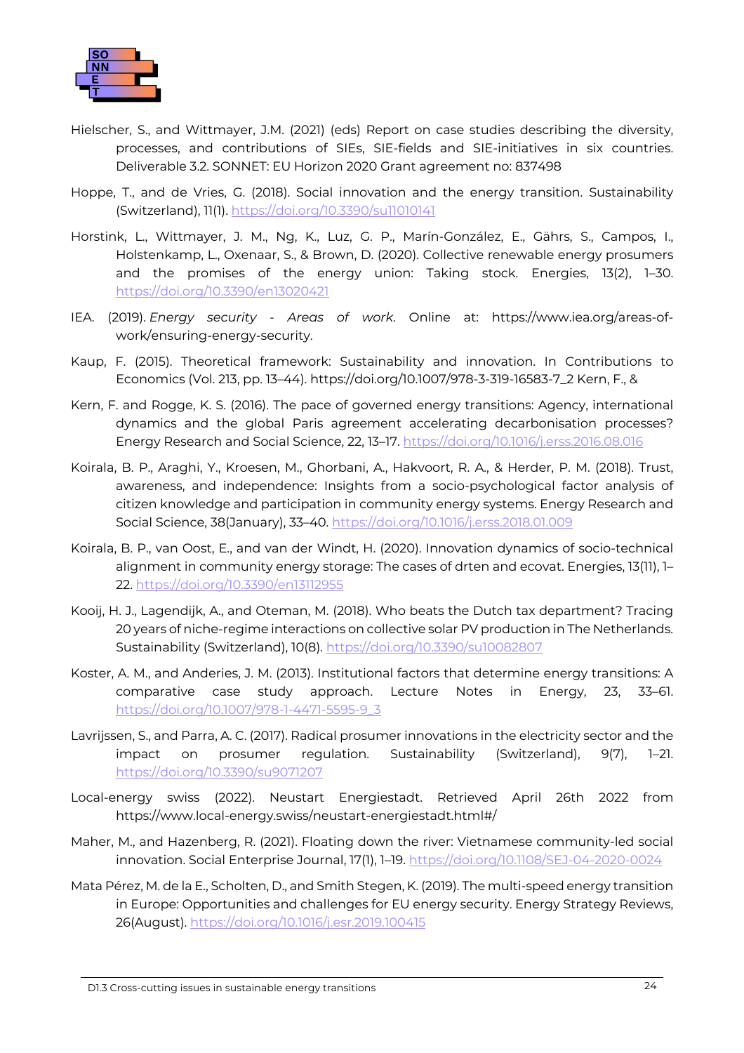Hielscher, S., and Wittmayer, J.M. (2021) (eds) Report on case studies describing the diversity, processes, and contributions of SIEs, SIE-fields and SIE-initiatives in six countries. Deliverable 3.2. SONNET: EU Horizon 2020 Grant agreement no: 837498

Hoppe, T., and de Vries, G. (2018). Social innovation and the energy transition. Sustainability (Switzerland), 11(1). https://doi.org/10.3390/su11010141

Horstink, L., Wittmayer, J. M., Ng, K., Luz, G. P., Marín-González, E., Gährs, S., Campos, I., Holstenkamp, L., Oxenaar, S., & Brown, D. (2020). Collective renewable energy prosumers and the promises of the energy union: Taking stock. Energies, 13(2), 1–30. https://doi.org/10.3390/en13020421

IEA. (2019). *Energy security - Areas of work*. Online at: https://www.iea.org/areas-of-work/ensuring-energy-security.

Kaup, F. (2015). Theoretical framework: Sustainability and innovation. In Contributions to Economics (Vol. 213, pp. 13–44). https://doi.org/10.1007/978-3-319-16583-7_2 Kern, F., &

Kern, F. and Rogge, K. S. (2016). The pace of governed energy transitions: Agency, international dynamics and the global Paris agreement accelerating decarbonisation processes? Energy Research and Social Science, 22, 13–17. https://doi.org/10.1016/j.erss.2016.08.016

Koirala, B. P., Araghi, Y., Kroesen, M., Ghorbani, A., Hakvoort, R. A., & Herder, P. M. (2018). Trust, awareness, and independence: Insights from a socio-psychological factor analysis of citizen knowledge and participation in community energy systems. Energy Research and Social Science, 38(January), 33–40. https://doi.org/10.1016/j.erss.2018.01.009

Koirala, B. P., van Oost, E., and van der Windt, H. (2020). Innovation dynamics of socio-technical alignment in community energy storage: The cases of drten and ecovat. Energies, 13(11), 1–22. https://doi.org/10.3390/en13112955

Kooij, H. J., Lagendijk, A., and Oteman, M. (2018). Who beats the Dutch tax department? Tracing 20 years of niche-regime interactions on collective solar PV production in The Netherlands. Sustainability (Switzerland), 10(8). https://doi.org/10.3390/su10082807

Koster, A. M., and Anderies, J. M. (2013). Institutional factors that determine energy transitions: A comparative case study approach. Lecture Notes in Energy, 23, 33–61. https://doi.org/10.1007/978-1-4471-5595-9_3

Lavrijssen, S., and Parra, A. C. (2017). Radical prosumer innovations in the electricity sector and the impact on prosumer regulation. Sustainability (Switzerland), 9(7), 1–21. https://doi.org/10.3390/su9071207

Local-energy swiss (2022). Neustart Energiestadt. Retrieved April 26th 2022 from https://www.local-energy.swiss/neustart-energiestadt.html#/

Maher, M., and Hazenberg, R. (2021). Floating down the river: Vietnamese community-led social innovation. Social Enterprise Journal, 17(1), 1–19. https://doi.org/10.1108/SEJ-04-2020-0024

Mata Pérez, M. de la E., Scholten, D., and Smith Stegen, K. (2019). The multi-speed energy transition in Europe: Opportunities and challenges for EU energy security. Energy Strategy Reviews, 26(August). https://doi.org/10.1016/j.esr.2019.100415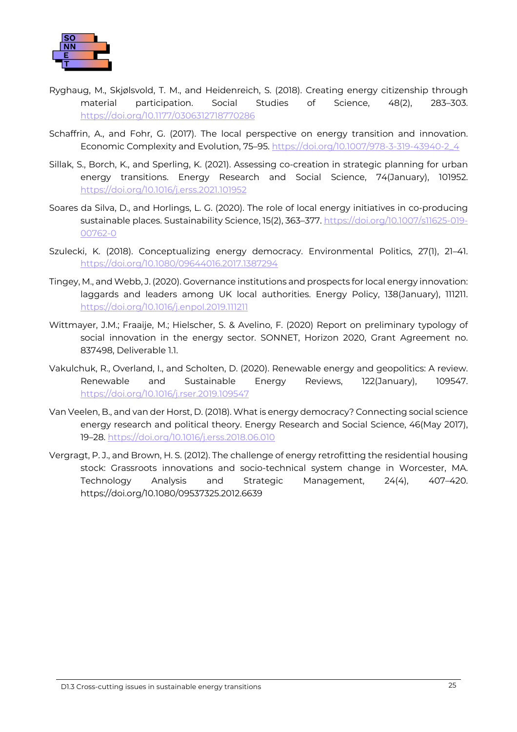Ryghaug, M., Skjølsvold, T. M., and Heidenreich, S. (2018). Creating energy citizenship through material participation. Social Studies of Science, 48(2), 283–303. https://doi.org/10.1177/0306312718770286

Schaffrin, A., and Fohr, G. (2017). The local perspective on energy transition and innovation. Economic Complexity and Evolution, 75–95. https://doi.org/10.1007/978-3-319-43940-2_4

Sillak, S., Borch, K., and Sperling, K. (2021). Assessing co-creation in strategic planning for urban energy transitions. Energy Research and Social Science, 74(January), 101952. https://doi.org/10.1016/j.erss.2021.101952

Soares da Silva, D., and Horlings, L. G. (2020). The role of local energy initiatives in co-producing sustainable places. Sustainability Science, 15(2), 363–377. https://doi.org/10.1007/s11625-019-00762-0

Szulecki, K. (2018). Conceptualizing energy democracy. Environmental Politics, 27(1), 21–41. https://doi.org/10.1080/09644016.2017.1387294

Tingey, M., and Webb, J. (2020). Governance institutions and prospects for local energy innovation: laggards and leaders among UK local authorities. Energy Policy, 138(January), 111211. https://doi.org/10.1016/j.enpol.2019.111211

Wittmayer, J.M.; Fraaije, M.; Hielscher, S. & Avelino, F. (2020) Report on preliminary typology of social innovation in the energy sector. SONNET, Horizon 2020, Grant Agreement no. 837498, Deliverable 1.1.

Vakulchuk, R., Overland, I., and Scholten, D. (2020). Renewable energy and geopolitics: A review. Renewable and Sustainable Energy Reviews, 122(January), 109547. https://doi.org/10.1016/j.rser.2019.109547

Van Veelen, B., and van der Horst, D. (2018). What is energy democracy? Connecting social science energy research and political theory. Energy Research and Social Science, 46(May 2017), 19–28. https://doi.org/10.1016/j.erss.2018.06.010

Vergragt, P. J., and Brown, H. S. (2012). The challenge of energy retrofitting the residential housing stock: Grassroots innovations and socio-technical system change in Worcester, MA. Technology Analysis and Strategic Management, 24(4), 407–420. https://doi.org/10.1080/09537325.2012.6639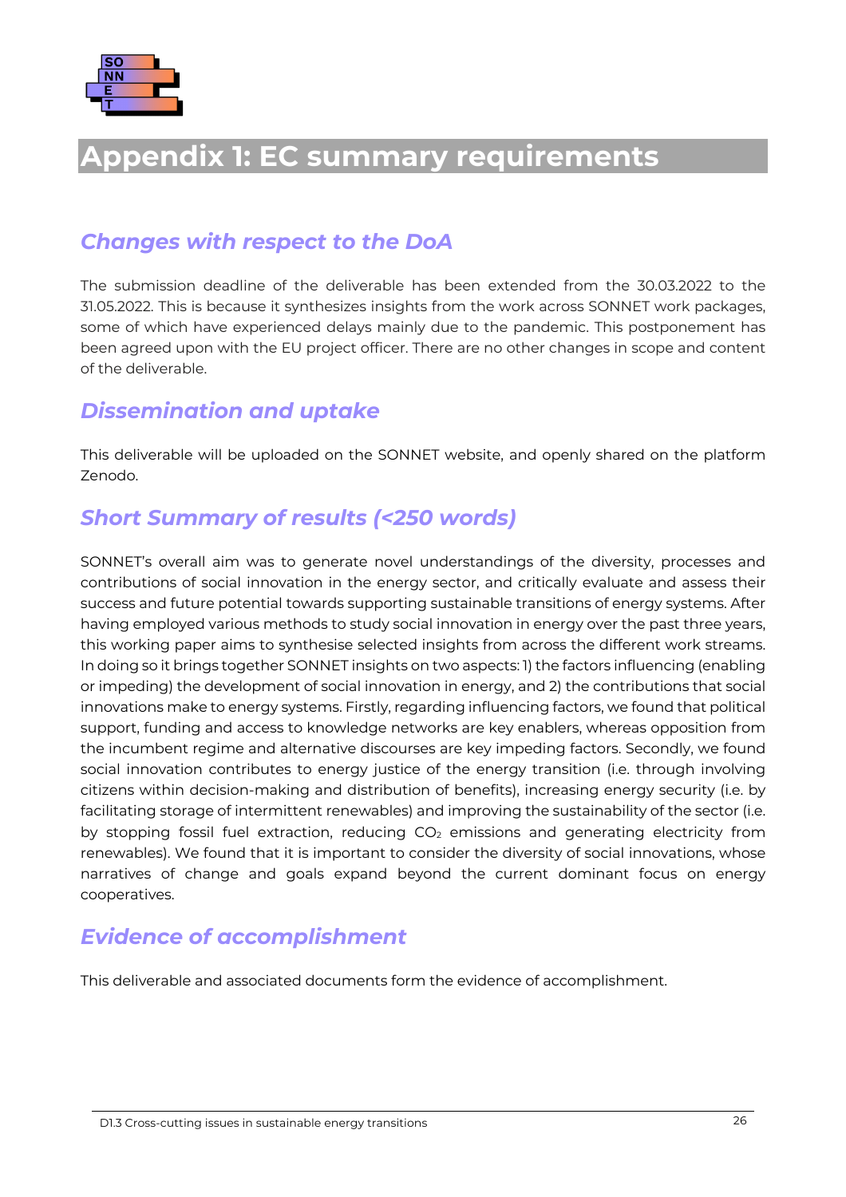# Appendix 1: EC summary requirements

## *Changes with respect to the DoA*

The submission deadline of the deliverable has been extended from the 30.03.2022 to the 31.05.2022. This is because it synthesizes insights from the work across SONNET work packages, some of which have experienced delays mainly due to the pandemic. This postponement has been agreed upon with the EU project officer. There are no other changes in scope and content of the deliverable.

## *Dissemination and uptake*

This deliverable will be uploaded on the SONNET website, and openly shared on the platform Zenodo.

## *Short Summary of results (<250 words)*

SONNET's overall aim was to generate novel understandings of the diversity, processes and contributions of social innovation in the energy sector, and critically evaluate and assess their success and future potential towards supporting sustainable transitions of energy systems. After having employed various methods to study social innovation in energy over the past three years, this working paper aims to synthesise selected insights from across the different work streams. In doing so it brings together SONNET insights on two aspects: 1) the factors influencing (enabling or impeding) the development of social innovation in energy, and 2) the contributions that social innovations make to energy systems. Firstly, regarding influencing factors, we found that political support, funding and access to knowledge networks are key enablers, whereas opposition from the incumbent regime and alternative discourses are key impeding factors. Secondly, we found social innovation contributes to energy justice of the energy transition (i.e. through involving citizens within decision-making and distribution of benefits), increasing energy security (i.e. by facilitating storage of intermittent renewables) and improving the sustainability of the sector (i.e. by stopping fossil fuel extraction, reducing $CO_2$ emissions and generating electricity from renewables). We found that it is important to consider the diversity of social innovations, whose narratives of change and goals expand beyond the current dominant focus on energy cooperatives.

## *Evidence of accomplishment*

This deliverable and associated documents form the evidence of accomplishment.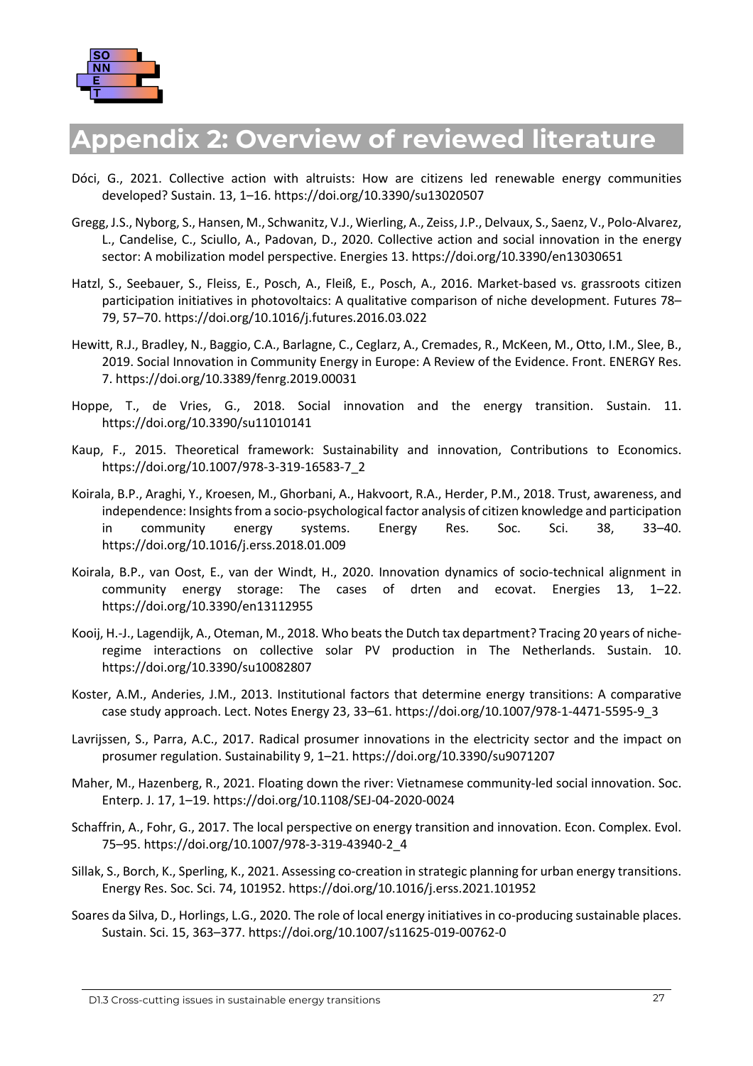# Appendix 2: Overview of reviewed literature

Dóci, G., 2021. Collective action with altruists: How are citizens led renewable energy communities developed? Sustain. 13, 1–16. https://doi.org/10.3390/su13020507

Gregg, J.S., Nyborg, S., Hansen, M., Schwanitz, V.J., Wierling, A., Zeiss, J.P., Delvaux, S., Saenz, V., Polo-Alvarez, L., Candelise, C., Sciullo, A., Padovan, D., 2020. Collective action and social innovation in the energy sector: A mobilization model perspective. Energies 13. https://doi.org/10.3390/en13030651

Hatzl, S., Seebauer, S., Fleiss, E., Posch, A., Fleiß, E., Posch, A., 2016. Market-based vs. grassroots citizen participation initiatives in photovoltaics: A qualitative comparison of niche development. Futures 78–79, 57–70. https://doi.org/10.1016/j.futures.2016.03.022

Hewitt, R.J., Bradley, N., Baggio, C.A., Barlagne, C., Ceglarz, A., Cremades, R., McKeen, M., Otto, I.M., Slee, B., 2019. Social Innovation in Community Energy in Europe: A Review of the Evidence. Front. ENERGY Res. 7. https://doi.org/10.3389/fenrg.2019.00031

Hoppe, T., de Vries, G., 2018. Social innovation and the energy transition. Sustain. 11. https://doi.org/10.3390/su11010141

Kaup, F., 2015. Theoretical framework: Sustainability and innovation, Contributions to Economics. https://doi.org/10.1007/978-3-319-16583-7_2

Koirala, B.P., Araghi, Y., Kroesen, M., Ghorbani, A., Hakvoort, R.A., Herder, P.M., 2018. Trust, awareness, and independence: Insights from a socio-psychological factor analysis of citizen knowledge and participation in community energy systems. Energy Res. Soc. Sci. 38, 33–40. https://doi.org/10.1016/j.erss.2018.01.009

Koirala, B.P., van Oost, E., van der Windt, H., 2020. Innovation dynamics of socio-technical alignment in community energy storage: The cases of drten and ecovat. Energies 13, 1–22. https://doi.org/10.3390/en13112955

Kooij, H.-J., Lagendijk, A., Oteman, M., 2018. Who beats the Dutch tax department? Tracing 20 years of niche-regime interactions on collective solar PV production in The Netherlands. Sustain. 10. https://doi.org/10.3390/su10082807

Koster, A.M., Anderies, J.M., 2013. Institutional factors that determine energy transitions: A comparative case study approach. Lect. Notes Energy 23, 33–61. https://doi.org/10.1007/978-1-4471-5595-9_3

Lavrijssen, S., Parra, A.C., 2017. Radical prosumer innovations in the electricity sector and the impact on prosumer regulation. Sustainability 9, 1–21. https://doi.org/10.3390/su9071207

Maher, M., Hazenberg, R., 2021. Floating down the river: Vietnamese community-led social innovation. Soc. Enterp. J. 17, 1–19. https://doi.org/10.1108/SEJ-04-2020-0024

Schaffrin, A., Fohr, G., 2017. The local perspective on energy transition and innovation. Econ. Complex. Evol. 75–95. https://doi.org/10.1007/978-3-319-43940-2_4

Sillak, S., Borch, K., Sperling, K., 2021. Assessing co-creation in strategic planning for urban energy transitions. Energy Res. Soc. Sci. 74, 101952. https://doi.org/10.1016/j.erss.2021.101952

Soares da Silva, D., Horlings, L.G., 2020. The role of local energy initiatives in co-producing sustainable places. Sustain. Sci. 15, 363–377. https://doi.org/10.1007/s11625-019-00762-0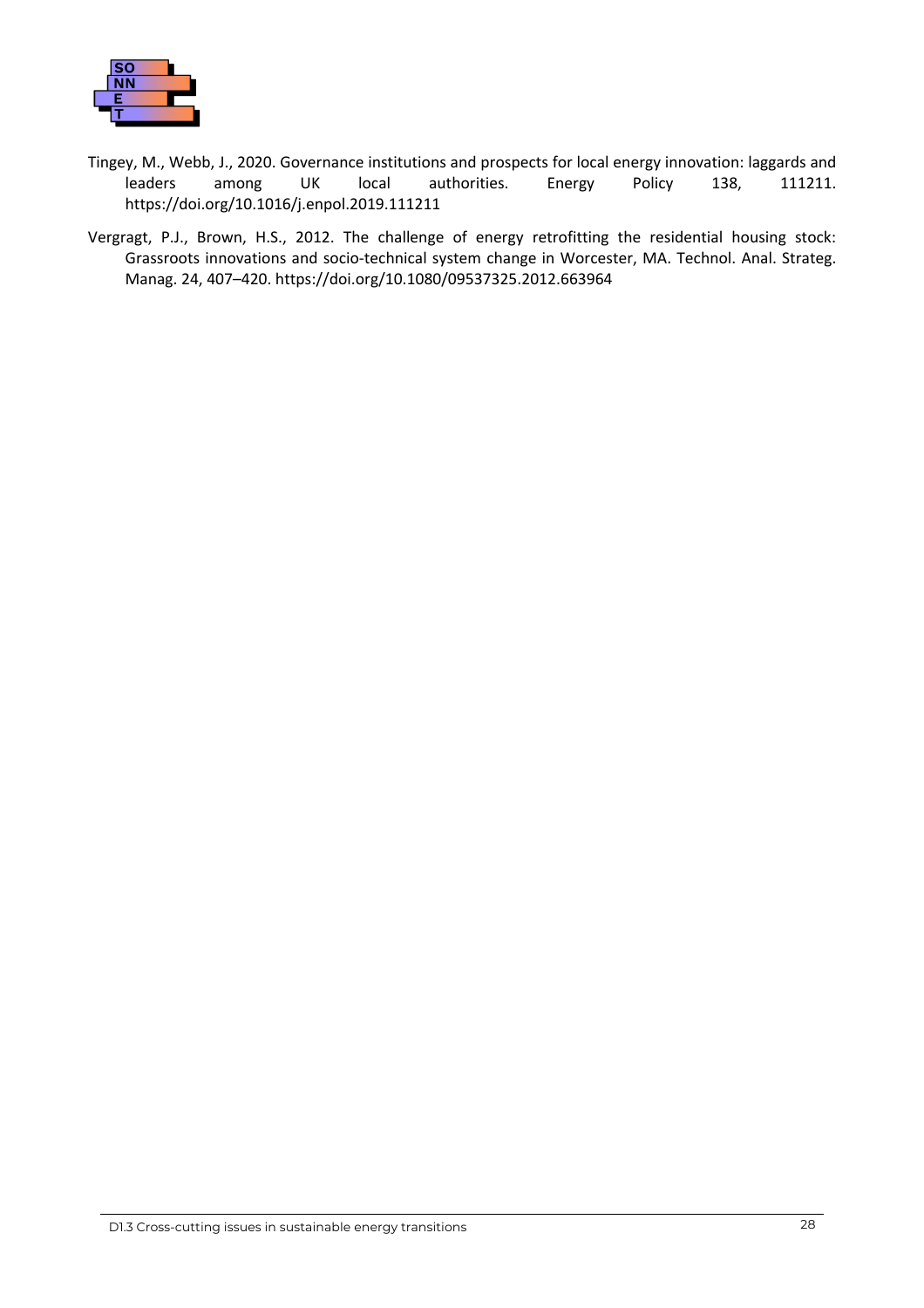Tingey, M., Webb, J., 2020. Governance institutions and prospects for local energy innovation: laggards and leaders among UK local authorities. Energy Policy 138, 111211. https://doi.org/10.1016/j.enpol.2019.111211

Vergragt, P.J., Brown, H.S., 2012. The challenge of energy retrofitting the residential housing stock: Grassroots innovations and socio-technical system change in Worcester, MA. Technol. Anal. Strateg. Manag. 24, 407–420. https://doi.org/10.1080/09537325.2012.663964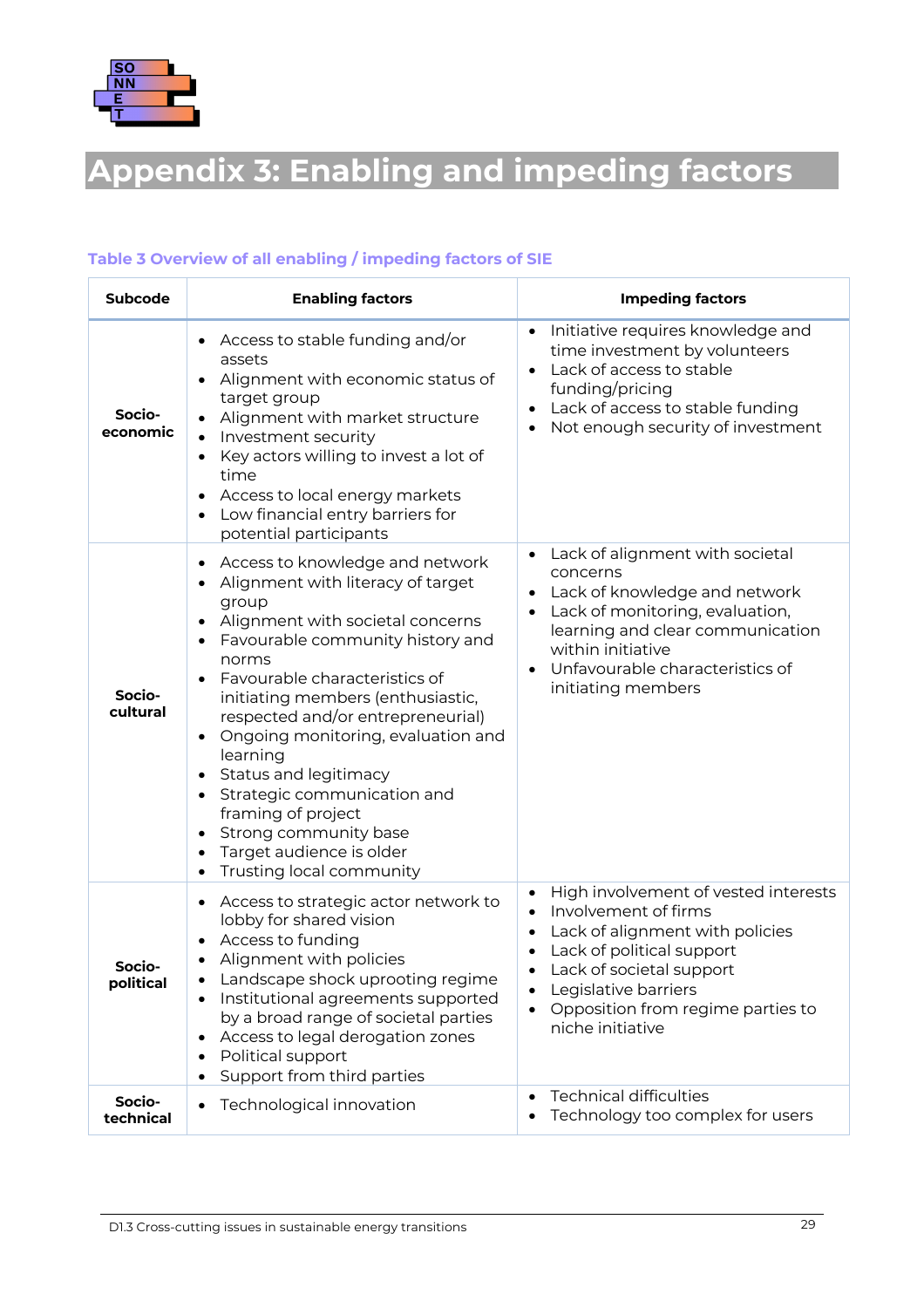# Appendix 3: Enabling and impeding factors

**Table 3 Overview of all enabling / impeding factors of SIE**

| Subcode | Enabling factors | Impeding factors |
|---|---|---|
| **Socio-economic** | • Access to stable funding and/or assets<br>• Alignment with economic status of target group<br>• Alignment with market structure<br>• Investment security<br>• Key actors willing to invest a lot of time<br>• Access to local energy markets<br>• Low financial entry barriers for potential participants | • Initiative requires knowledge and time investment by volunteers<br>• Lack of access to stable funding/pricing<br>• Lack of access to stable funding<br>• Not enough security of investment |
| **Socio-cultural** | • Access to knowledge and network<br>• Alignment with literacy of target group<br>• Alignment with societal concerns<br>• Favourable community history and norms<br>• Favourable characteristics of initiating members (enthusiastic, respected and/or entrepreneurial)<br>• Ongoing monitoring, evaluation and learning<br>• Status and legitimacy<br>• Strategic communication and framing of project<br>• Strong community base<br>• Target audience is older<br>• Trusting local community | • Lack of alignment with societal concerns<br>• Lack of knowledge and network<br>• Lack of monitoring, evaluation, learning and clear communication within initiative<br>• Unfavourable characteristics of initiating members |
| **Socio-political** | • Access to strategic actor network to lobby for shared vision<br>• Access to funding<br>• Alignment with policies<br>• Landscape shock uprooting regime<br>• Institutional agreements supported by a broad range of societal parties<br>• Access to legal derogation zones<br>• Political support<br>• Support from third parties | • High involvement of vested interests<br>• Involvement of firms<br>• Lack of alignment with policies<br>• Lack of political support<br>• Lack of societal support<br>• Legislative barriers<br>• Opposition from regime parties to niche initiative |
| **Socio-technical** | • Technological innovation | • Technical difficulties<br>• Technology too complex for users |